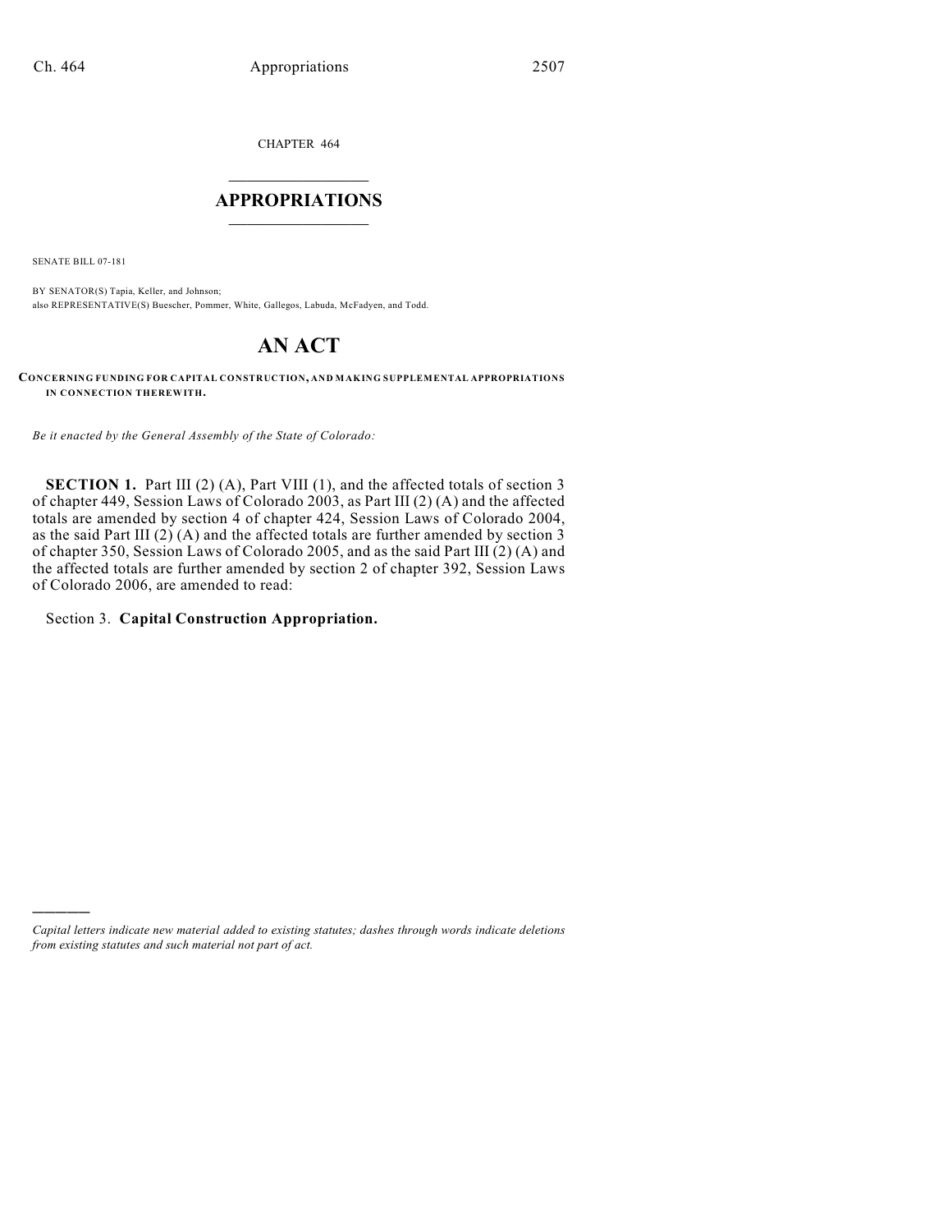CHAPTER 464

# APPROPRIATIONS

SENATE BILL 07-181

BY SENATOR(S) Tapia, Keller, and Johnson;
also REPRESENTATIVE(S) Buescher, Pommer, White, Gallegos, Labuda, McFadyen, and Todd.

# AN ACT

**CONCERNING FUNDING FOR CAPITAL CONSTRUCTION, AND MAKING SUPPLEMENTAL APPROPRIATIONS IN CONNECTION THEREWITH.**

*Be it enacted by the General Assembly of the State of Colorado:*

**SECTION 1.** Part III (2) (A), Part VIII (1), and the affected totals of section 3 of chapter 449, Session Laws of Colorado 2003, as Part III (2) (A) and the affected totals are amended by section 4 of chapter 424, Session Laws of Colorado 2004, as the said Part III (2) (A) and the affected totals are further amended by section 3 of chapter 350, Session Laws of Colorado 2005, and as the said Part III (2) (A) and the affected totals are further amended by section 2 of chapter 392, Session Laws of Colorado 2006, are amended to read:

Section 3. **Capital Construction Appropriation.**

*Capital letters indicate new material added to existing statutes; dashes through words indicate deletions from existing statutes and such material not part of act.*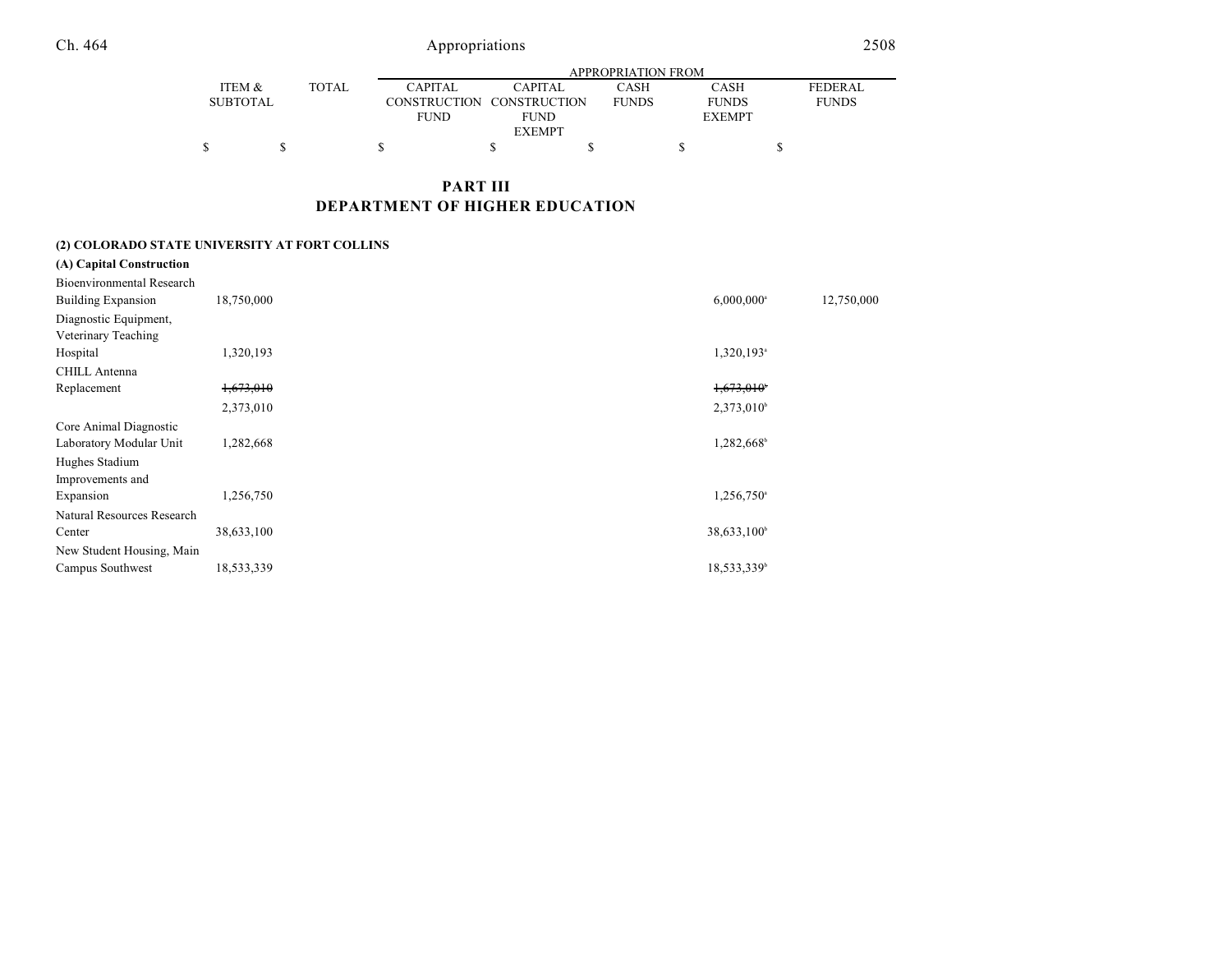## PART III
## DEPARTMENT OF HIGHER EDUCATION

| | ITEM & SUBTOTAL | TOTAL | APPROPRIATION FROM CAPITAL CONSTRUCTION FUND | CAPITAL CONSTRUCTION FUND EXEMPT | CASH FUNDS | CASH FUNDS EXEMPT | FEDERAL FUNDS |
|---|---|---|---|---|---|---|---|
| | $ | $ | $ | $ | $ | $ | $ |
| **(2) COLORADO STATE UNIVERSITY AT FORT COLLINS** | | | | | | | |
| **(A) Capital Construction** | | | | | | | |
| Bioenvironmental Research Building Expansion | 18,750,000 | | | | | 6,000,000[a] | 12,750,000 |
| Diagnostic Equipment, Veterinary Teaching Hospital | 1,320,193 | | | | | 1,320,193[a] | |
| CHILL Antenna Replacement | ~~1,673,010~~ | | | | | ~~1,673,010[b]~~ | |
| | 2,373,010 | | | | | 2,373,010[b] | |
| Core Animal Diagnostic Laboratory Modular Unit | 1,282,668 | | | | | 1,282,668[b] | |
| Hughes Stadium Improvements and Expansion | 1,256,750 | | | | | 1,256,750[a] | |
| Natural Resources Research Center | 38,633,100 | | | | | 38,633,100[b] | |
| New Student Housing, Main Campus Southwest | 18,533,339 | | | | | 18,533,339[b] | |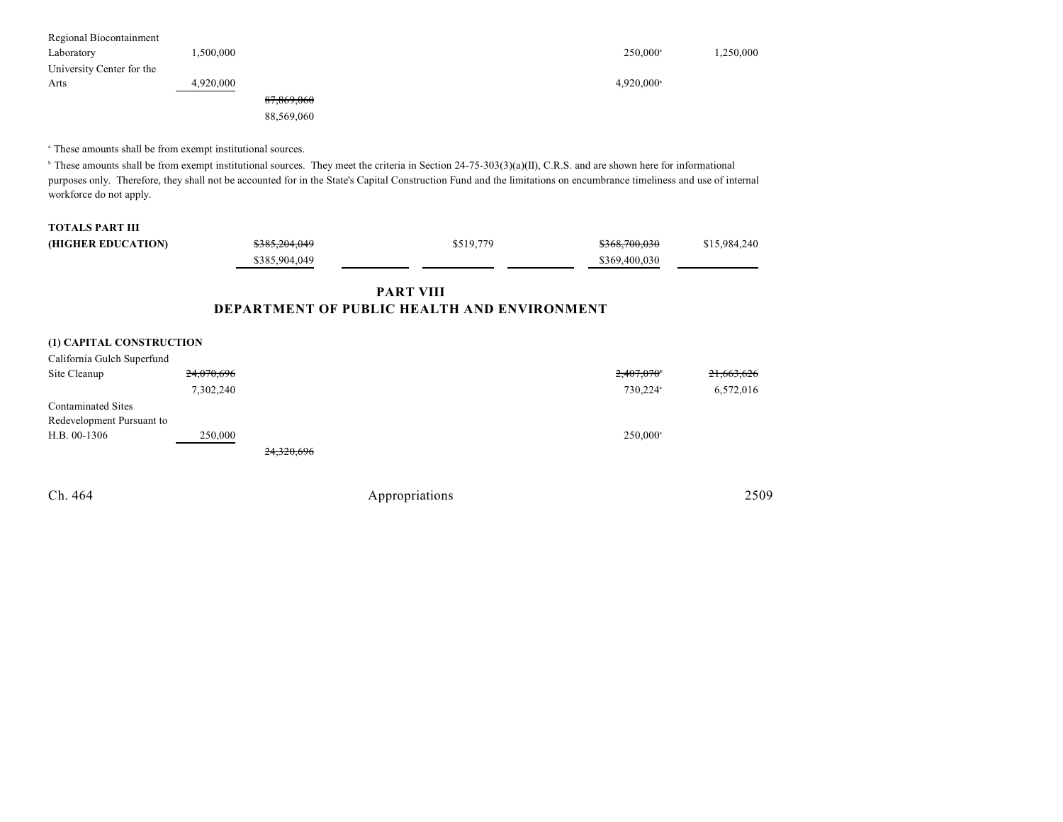| | | | | | | |
|---|---|---|---|---|---|---|
| Regional Biocontainment Laboratory | 1,500,000 | | | | 250,000[a] | 1,250,000 |
| University Center for the Arts | 4,920,000 | | | | 4,920,000[a] | |
| | | ~~87,869,060~~ 88,569,060 | | | | |

[a] These amounts shall be from exempt institutional sources.

[b] These amounts shall be from exempt institutional sources. They meet the criteria in Section 24-75-303(3)(a)(II), C.R.S. and are shown here for informational purposes only. Therefore, they shall not be accounted for in the State's Capital Construction Fund and the limitations on encumbrance timeliness and use of internal workforce do not apply.

| | | | | | | |
|---|---|---|---|---|---|---|
| **TOTALS PART III (HIGHER EDUCATION)** | ~~$385,204,049~~ $385,904,049 | | $519,779 | | ~~$368,700,030~~ $369,400,030 | $15,984,240 |

## PART VIII
## DEPARTMENT OF PUBLIC HEALTH AND ENVIRONMENT

**(1) CAPITAL CONSTRUCTION**

| | | | | | | |
|---|---|---|---|---|---|---|
| California Gulch Superfund Site Cleanup | ~~24,070,696~~ 7,302,240 | | | | ~~2,407,070~~[a] 730,224[a] | ~~21,663,626~~ 6,572,016 |
| Contaminated Sites Redevelopment Pursuant to H.B. 00-1306 | 250,000 | | | | 250,000[a] | |
| | | ~~24,320,696~~ | | | | |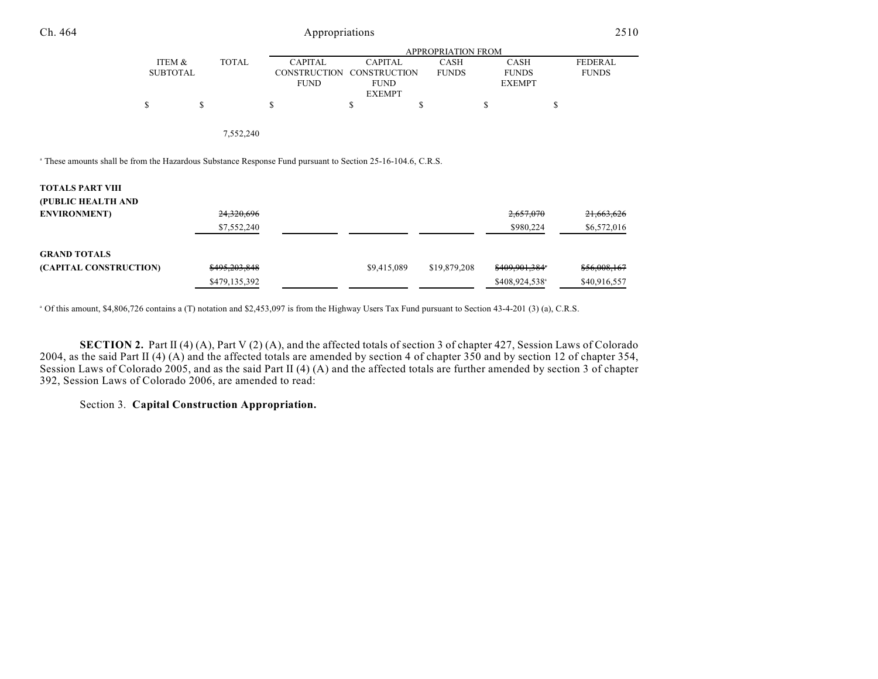| | ITEM & SUBTOTAL | TOTAL | APPROPRIATION FROM CAPITAL CONSTRUCTION FUND | CAPITAL CONSTRUCTION FUND EXEMPT | CASH FUNDS | CASH FUNDS EXEMPT | FEDERAL FUNDS |
|---|---|---|---|---|---|---|---|
| | $ | $ | $ | $ | $ | $ | $ |
| | | 7,552,240 | | | | | |

[a] These amounts shall be from the Hazardous Substance Response Fund pursuant to Section 25-16-104.6, C.R.S.

| | ITEM & SUBTOTAL | TOTAL | CAPITAL CONSTRUCTION FUND | CAPITAL CONSTRUCTION FUND EXEMPT | CASH FUNDS | CASH FUNDS EXEMPT | FEDERAL FUNDS |
|---|---|---|---|---|---|---|---|
| **TOTALS PART VIII (PUBLIC HEALTH AND ENVIRONMENT)** | | ~~24,320,696~~ | | | | ~~2,657,070~~ | ~~21,663,626~~ |
| | | $7,552,240 | | | | $980,224 | $6,572,016 |
| **GRAND TOTALS (CAPITAL CONSTRUCTION)** | | ~~$495,203,848~~ | | $9,415,089 | $19,879,208 | ~~$409,901,384~~[a] | ~~$56,008,167~~ |
| | | $479,135,392 | | | | $408,924,538[a] | $40,916,557 |

[a] Of this amount, $4,806,726 contains a (T) notation and $2,453,097 is from the Highway Users Tax Fund pursuant to Section 43-4-201 (3) (a), C.R.S.

**SECTION 2.** Part II (4) (A), Part V (2) (A), and the affected totals of section 3 of chapter 427, Session Laws of Colorado 2004, as the said Part II (4) (A) and the affected totals are amended by section 4 of chapter 350 and by section 12 of chapter 354, Session Laws of Colorado 2005, and as the said Part II (4) (A) and the affected totals are further amended by section 3 of chapter 392, Session Laws of Colorado 2006, are amended to read:

Section 3. **Capital Construction Appropriation.**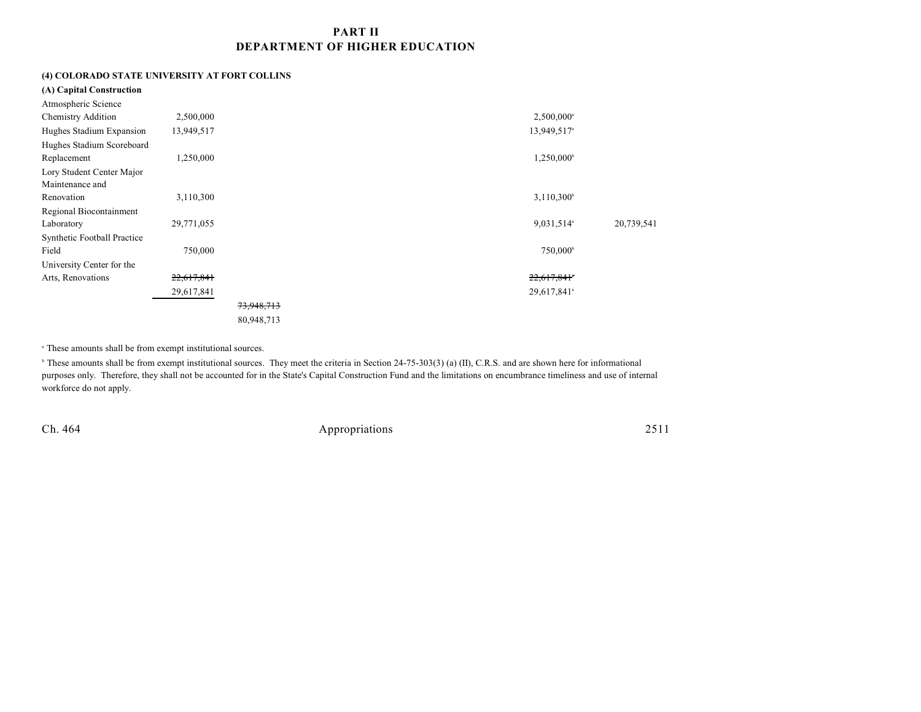## PART II
## DEPARTMENT OF HIGHER EDUCATION

**(4) COLORADO STATE UNIVERSITY AT FORT COLLINS**

**(A) Capital Construction**

| Item | Item Total | Subtotal | Capital Construction Fund | Cash Funds | Federal Funds |
|---|---|---|---|---|---|
| Atmospheric Science Chemistry Addition | 2,500,000 | | | 2,500,000[a] | |
| Hughes Stadium Expansion | 13,949,517 | | | 13,949,517[a] | |
| Hughes Stadium Scoreboard Replacement | 1,250,000 | | | 1,250,000[b] | |
| Lory Student Center Major Maintenance and Renovation | 3,110,300 | | | 3,110,300[b] | |
| Regional Biocontainment Laboratory | 29,771,055 | | | 9,031,514[a] | 20,739,541 |
| Synthetic Football Practice Field | 750,000 | | | 750,000[b] | |
| University Center for the Arts, Renovations | ~~22,617,841~~ | | | ~~22,617,841~~[a] | |
| | 29,617,841 | | | 29,617,841[a] | |
| | | ~~73,948,713~~ | | | |
| | | 80,948,713 | | | |

[a] These amounts shall be from exempt institutional sources.

[b] These amounts shall be from exempt institutional sources. They meet the criteria in Section 24-75-303(3) (a) (II), C.R.S. and are shown here for informational purposes only. Therefore, they shall not be accounted for in the State's Capital Construction Fund and the limitations on encumbrance timeliness and use of internal workforce do not apply.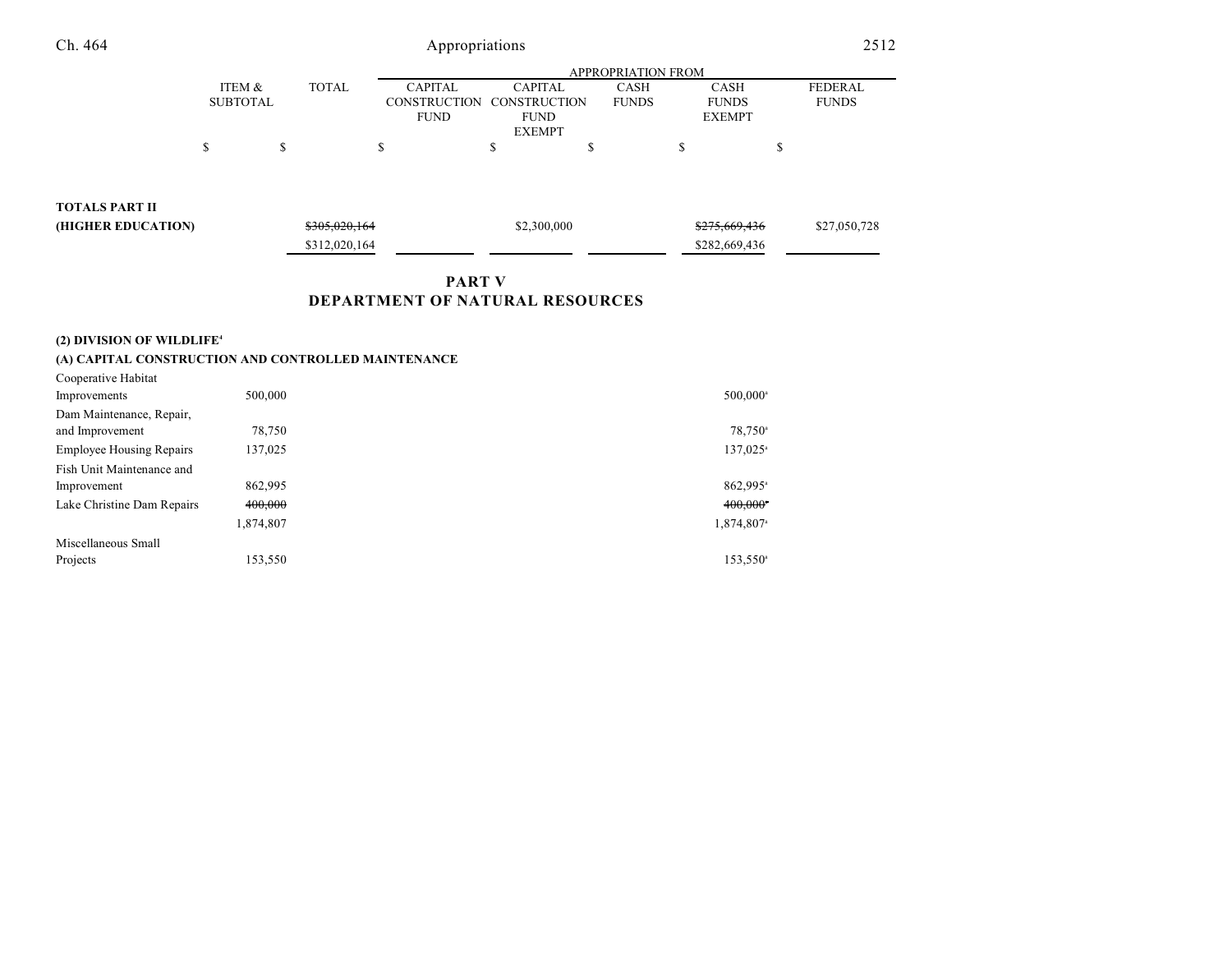| | ITEM & SUBTOTAL | TOTAL | APPROPRIATION FROM | | | | |
|---|---|---|---|---|---|---|---|
| | | | CAPITAL CONSTRUCTION FUND | CAPITAL CONSTRUCTION FUND EXEMPT | CASH FUNDS | CASH FUNDS EXEMPT | FEDERAL FUNDS |
| | $ | $ | $ | $ | $ | $ | $ |
| **TOTALS PART II (HIGHER EDUCATION)** | | ~~$305,020,164~~ $312,020,164 | | $2,300,000 | | ~~$275,669,436~~ $282,669,436 | $27,050,728 |

## PART V
## DEPARTMENT OF NATURAL RESOURCES

**(2) DIVISION OF WILDLIFE**[4]

**(A) CAPITAL CONSTRUCTION AND CONTROLLED MAINTENANCE**

| | ITEM & SUBTOTAL | TOTAL | CAPITAL CONSTRUCTION FUND | CAPITAL CONSTRUCTION FUND EXEMPT | CASH FUNDS | CASH FUNDS EXEMPT | FEDERAL FUNDS |
|---|---|---|---|---|---|---|---|
| Cooperative Habitat Improvements | 500,000 | | | | | 500,000[a] | |
| Dam Maintenance, Repair, and Improvement | 78,750 | | | | | 78,750[a] | |
| Employee Housing Repairs | 137,025 | | | | | 137,025[a] | |
| Fish Unit Maintenance and Improvement | 862,995 | | | | | 862,995[a] | |
| Lake Christine Dam Repairs | ~~400,000~~ 1,874,807 | | | | | ~~400,000~~[a] 1,874,807[a] | |
| Miscellaneous Small Projects | 153,550 | | | | | 153,550[a] | |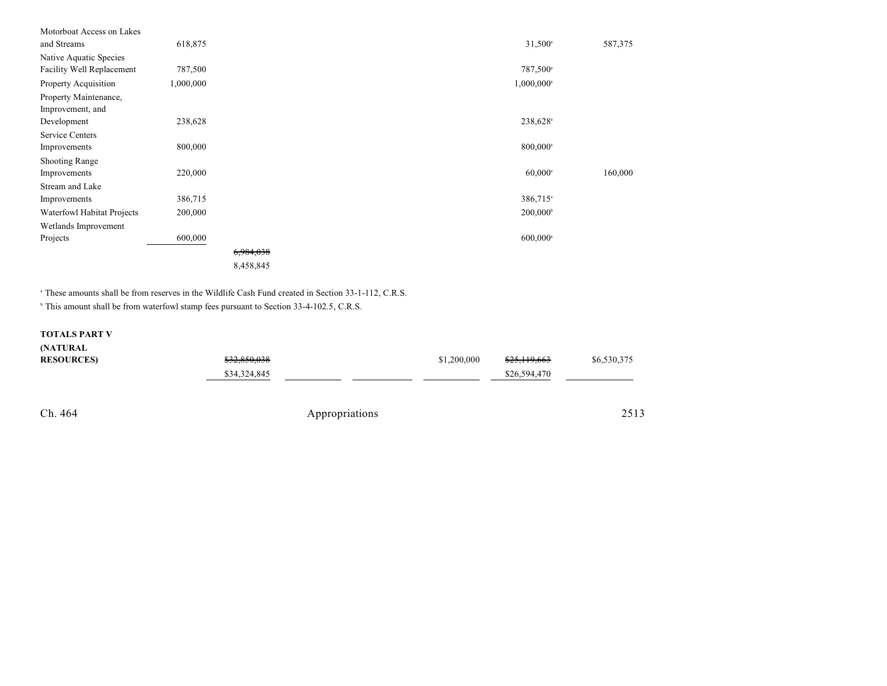| | | | | | | | |
|---|---|---|---|---|---|---|---|
| Motorboat Access on Lakes and Streams | 618,875 | | | | | 31,500[a] | 587,375 |
| Native Aquatic Species Facility Well Replacement | 787,500 | | | | | 787,500[a] | |
| Property Acquisition | 1,000,000 | | | | | 1,000,000[a] | |
| Property Maintenance, Improvement, and Development | 238,628 | | | | | 238,628[a] | |
| Service Centers Improvements | 800,000 | | | | | 800,000[a] | |
| Shooting Range Improvements | 220,000 | | | | | 60,000[a] | 160,000 |
| Stream and Lake Improvements | 386,715 | | | | | 386,715[a] | |
| Waterfowl Habitat Projects | 200,000 | | | | | 200,000[b] | |
| Wetlands Improvement Projects | 600,000 | | | | | 600,000[a] | |
| | | ~~6,984,038~~ 8,458,845 | | | | | |

[a] These amounts shall be from reserves in the Wildlife Cash Fund created in Section 33-1-112, C.R.S.

[b] This amount shall be from waterfowl stamp fees pursuant to Section 33-4-102.5, C.R.S.

| | | | | | |
|---|---|---|---|---|---|
| **TOTALS PART V (NATURAL RESOURCES)** | ~~$32,850,038~~ $34,324,845 | | | $1,200,000 | ~~$25,119,663~~ $26,594,470 | $6,530,375 |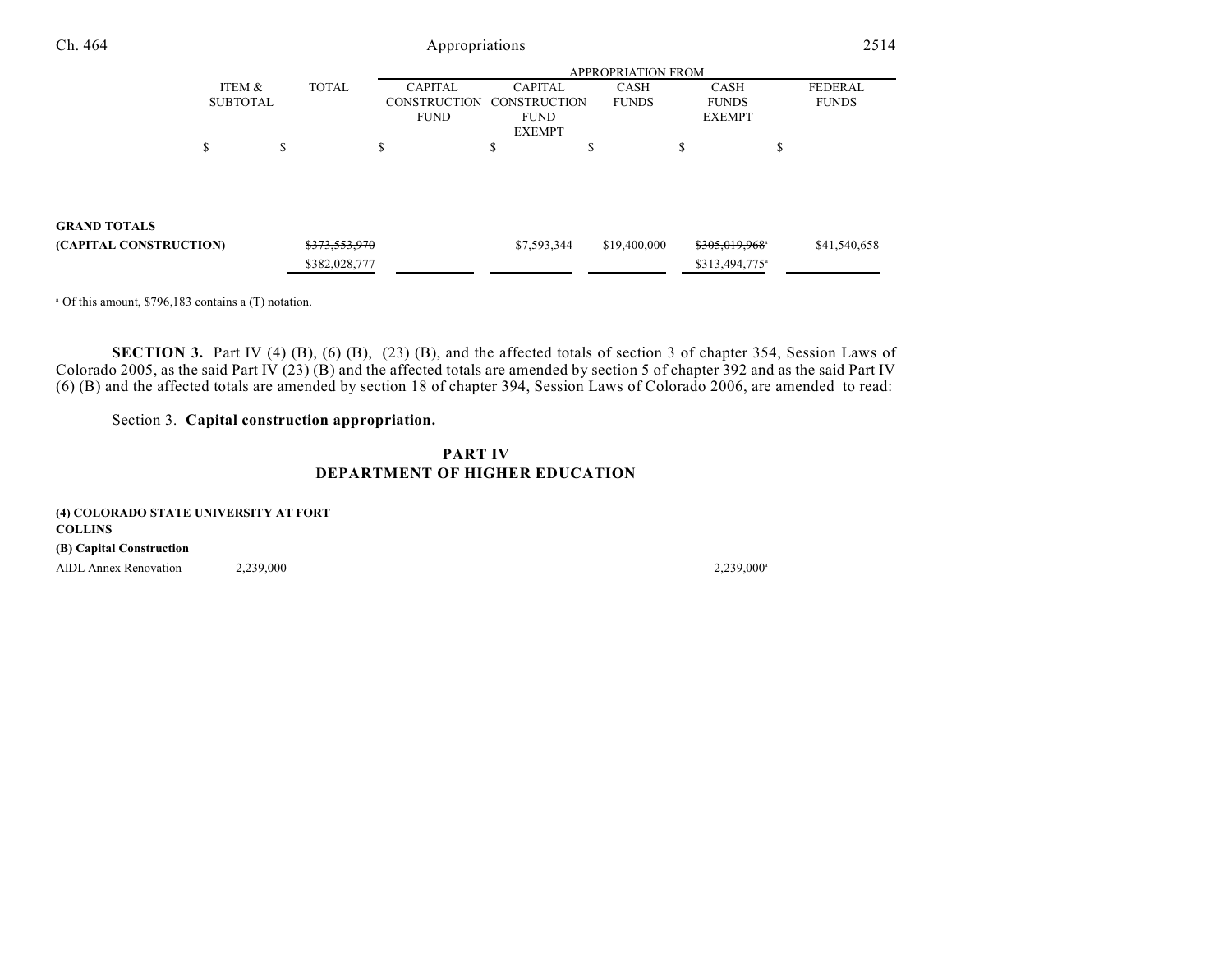| | ITEM & SUBTOTAL | TOTAL | APPROPRIATION FROM CAPITAL CONSTRUCTION FUND | CAPITAL CONSTRUCTION FUND EXEMPT | CASH FUNDS | CASH FUNDS EXEMPT | FEDERAL FUNDS |
|---|---|---|---|---|---|---|---|
| | $ | $ | $ | $ | $ | $ | $ |
| **GRAND TOTALS (CAPITAL CONSTRUCTION)** | | ~~$373,553,970~~ $382,028,777 | | $7,593,344 | $19,400,000 | ~~$305,019,968~~[a] $313,494,775[a] | $41,540,658 |

[a] Of this amount, $796,183 contains a (T) notation.

**SECTION 3.** Part IV (4) (B), (6) (B), (23) (B), and the affected totals of section 3 of chapter 354, Session Laws of Colorado 2005, as the said Part IV (23) (B) and the affected totals are amended by section 5 of chapter 392 and as the said Part IV (6) (B) and the affected totals are amended by section 18 of chapter 394, Session Laws of Colorado 2006, are amended to read:

Section 3. **Capital construction appropriation.**

## PART IV
## DEPARTMENT OF HIGHER EDUCATION

**(4) COLORADO STATE UNIVERSITY AT FORT COLLINS**

**(B) Capital Construction**

| | ITEM & SUBTOTAL | TOTAL | CAPITAL CONSTRUCTION FUND | CAPITAL CONSTRUCTION FUND EXEMPT | CASH FUNDS | CASH FUNDS EXEMPT | FEDERAL FUNDS |
|---|---|---|---|---|---|---|---|
| AIDL Annex Renovation | 2,239,000 | | | | | 2,239,000[a] | |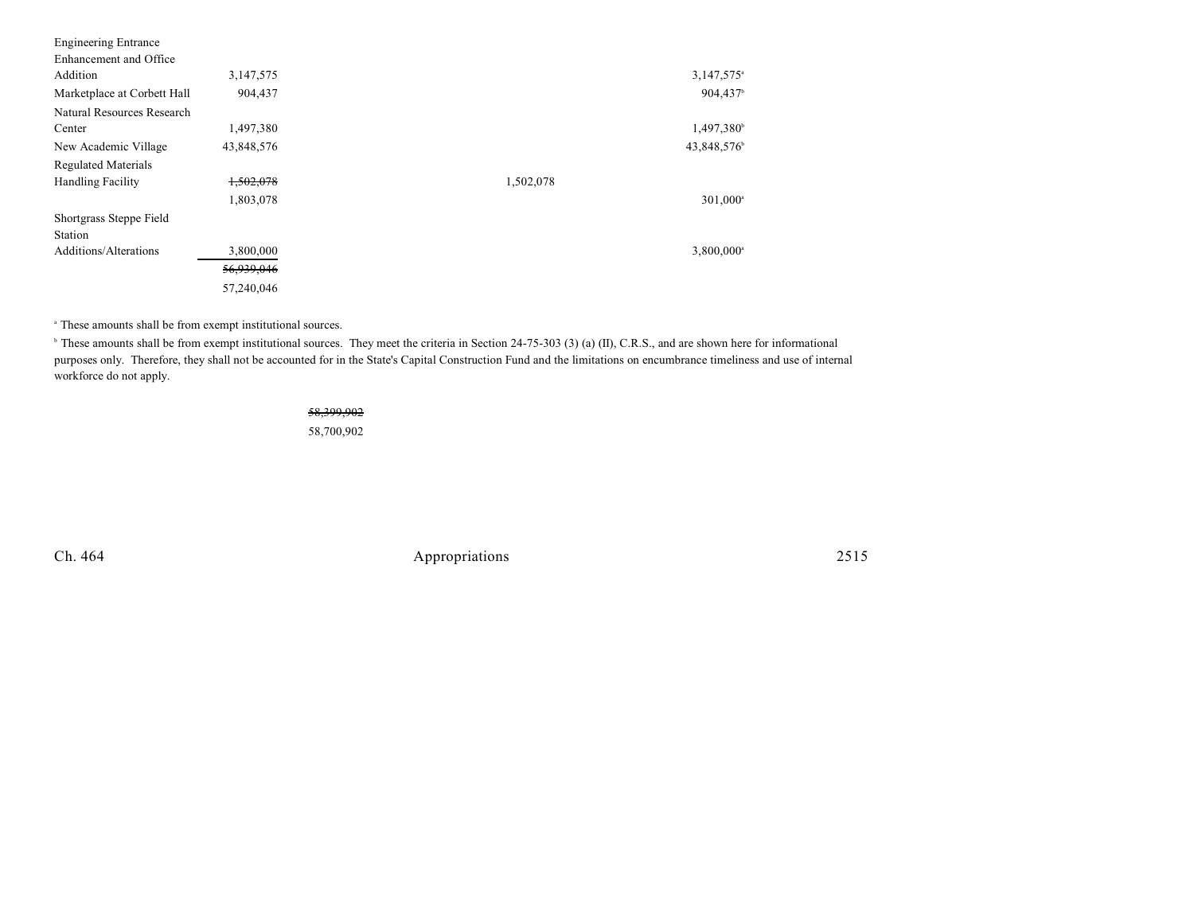| | | | | |
|---|---|---|---|---|
| Engineering Entrance Enhancement and Office Addition | 3,147,575 | | | 3,147,575[a] |
| Marketplace at Corbett Hall | 904,437 | | | 904,437[b] |
| Natural Resources Research Center | 1,497,380 | | | 1,497,380[b] |
| New Academic Village | 43,848,576 | | | 43,848,576[b] |
| Regulated Materials Handling Facility | ~~1,502,078~~ | | 1,502,078 | |
| | 1,803,078 | | | 301,000[a] |
| Shortgrass Steppe Field Station Additions/Alterations | 3,800,000 | | | 3,800,000[a] |
| | ~~56,939,046~~ | | | |
| | 57,240,046 | | | |

[a] These amounts shall be from exempt institutional sources.

[b] These amounts shall be from exempt institutional sources. They meet the criteria in Section 24-75-303 (3) (a) (II), C.R.S., and are shown here for informational purposes only. Therefore, they shall not be accounted for in the State's Capital Construction Fund and the limitations on encumbrance timeliness and use of internal workforce do not apply.

~~58,399,902~~

58,700,902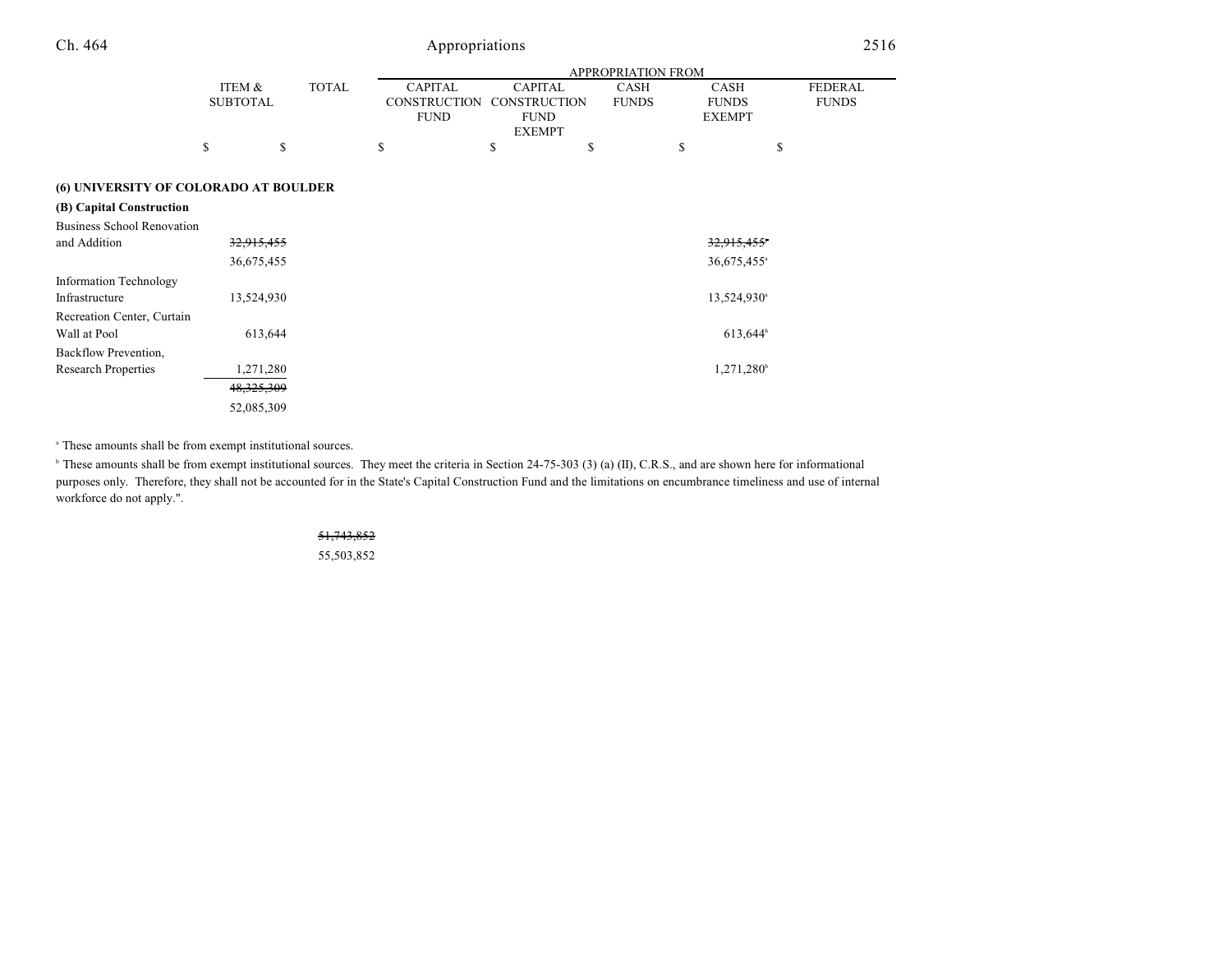| | ITEM & SUBTOTAL | TOTAL | APPROPRIATION FROM CAPITAL CONSTRUCTION FUND | CAPITAL CONSTRUCTION FUND EXEMPT | CASH FUNDS | CASH FUNDS EXEMPT | FEDERAL FUNDS |
|---|---|---|---|---|---|---|---|
| | $ | $ | $ | $ | $ | $ | $ |
| **(6) UNIVERSITY OF COLORADO AT BOULDER** | | | | | | | |
| **(B) Capital Construction** | | | | | | | |
| Business School Renovation and Addition | ~~32,915,455~~ 36,675,455 | | | | | ~~32,915,455~~[a] 36,675,455[a] | |
| Information Technology Infrastructure | 13,524,930 | | | | | 13,524,930[a] | |
| Recreation Center, Curtain Wall at Pool | 613,644 | | | | | 613,644[b] | |
| Backflow Prevention, Research Properties | 1,271,280 | | | | | 1,271,280[b] | |
| | ~~48,325,309~~ 52,085,309 | | | | | | |

[a] These amounts shall be from exempt institutional sources.

[b] These amounts shall be from exempt institutional sources. They meet the criteria in Section 24-75-303 (3) (a) (II), C.R.S., and are shown here for informational purposes only. Therefore, they shall not be accounted for in the State's Capital Construction Fund and the limitations on encumbrance timeliness and use of internal workforce do not apply.".

~~51,743,852~~

55,503,852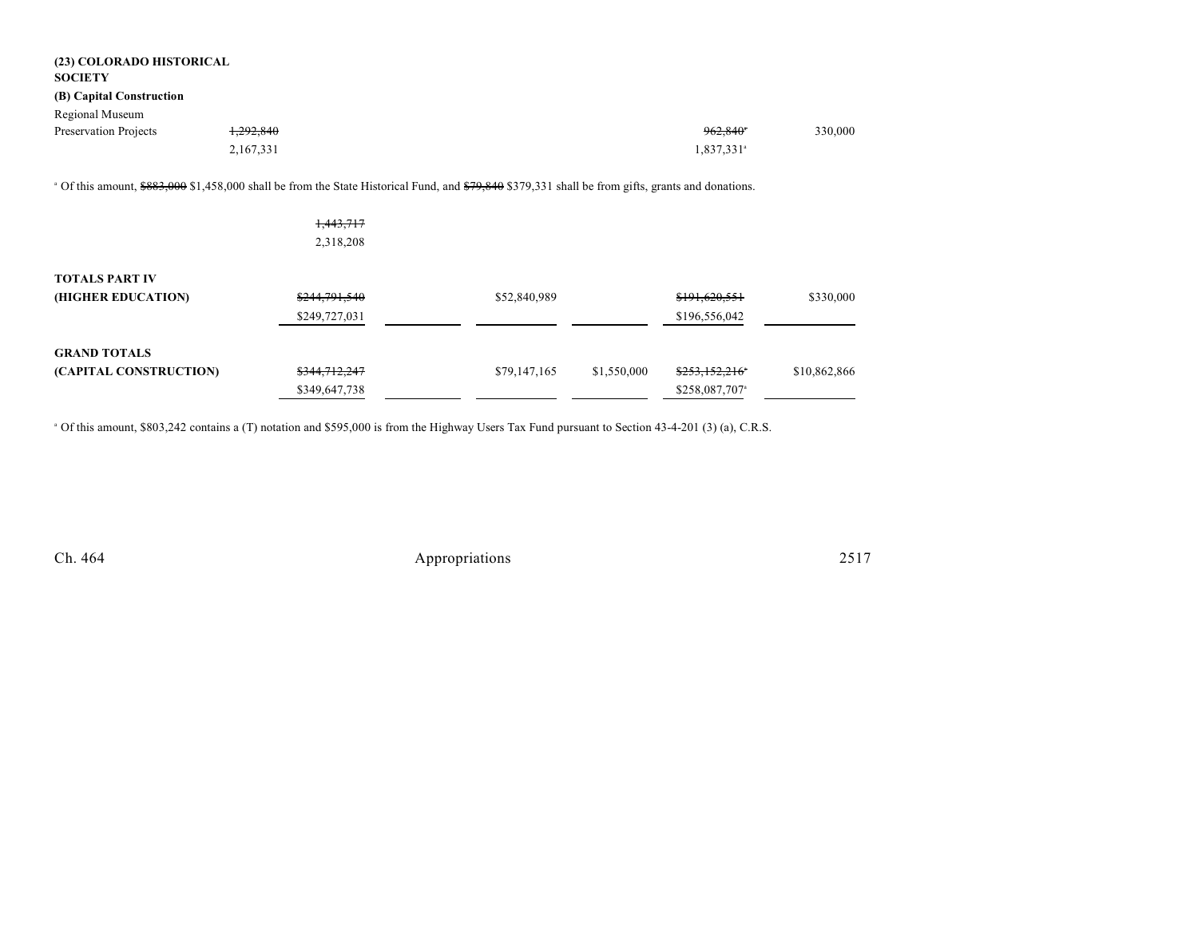**(23) COLORADO HISTORICAL SOCIETY**

**(B) Capital Construction**

| | Total | | | | Cash Funds | Cash Funds Exempt |
|---|---|---|---|---|---|---|
| Regional Museum Preservation Projects | ~~1,292,840~~ 2,167,331 | | | | ~~962,840~~[a] 1,837,331[a] | 330,000 |

[a] Of this amount, ~~$883,000~~ $1,458,000 shall be from the State Historical Fund, and ~~$79,840~~ $379,331 shall be from gifts, grants and donations.

| | | | | | | |
|---|---|---|---|---|---|---|
| | ~~1,443,717~~ 2,318,208 | | | | | |
| **TOTALS PART IV (HIGHER EDUCATION)** | ~~$244,791,540~~ $249,727,031 | | $52,840,989 | | ~~$191,620,551~~ $196,556,042 | $330,000 |
| **GRAND TOTALS (CAPITAL CONSTRUCTION)** | ~~$344,712,247~~ $349,647,738 | | $79,147,165 | $1,550,000 | ~~$253,152,216~~[a] $258,087,707[a] | $10,862,866 |

[a] Of this amount, $803,242 contains a (T) notation and $595,000 is from the Highway Users Tax Fund pursuant to Section 43-4-201 (3) (a), C.R.S.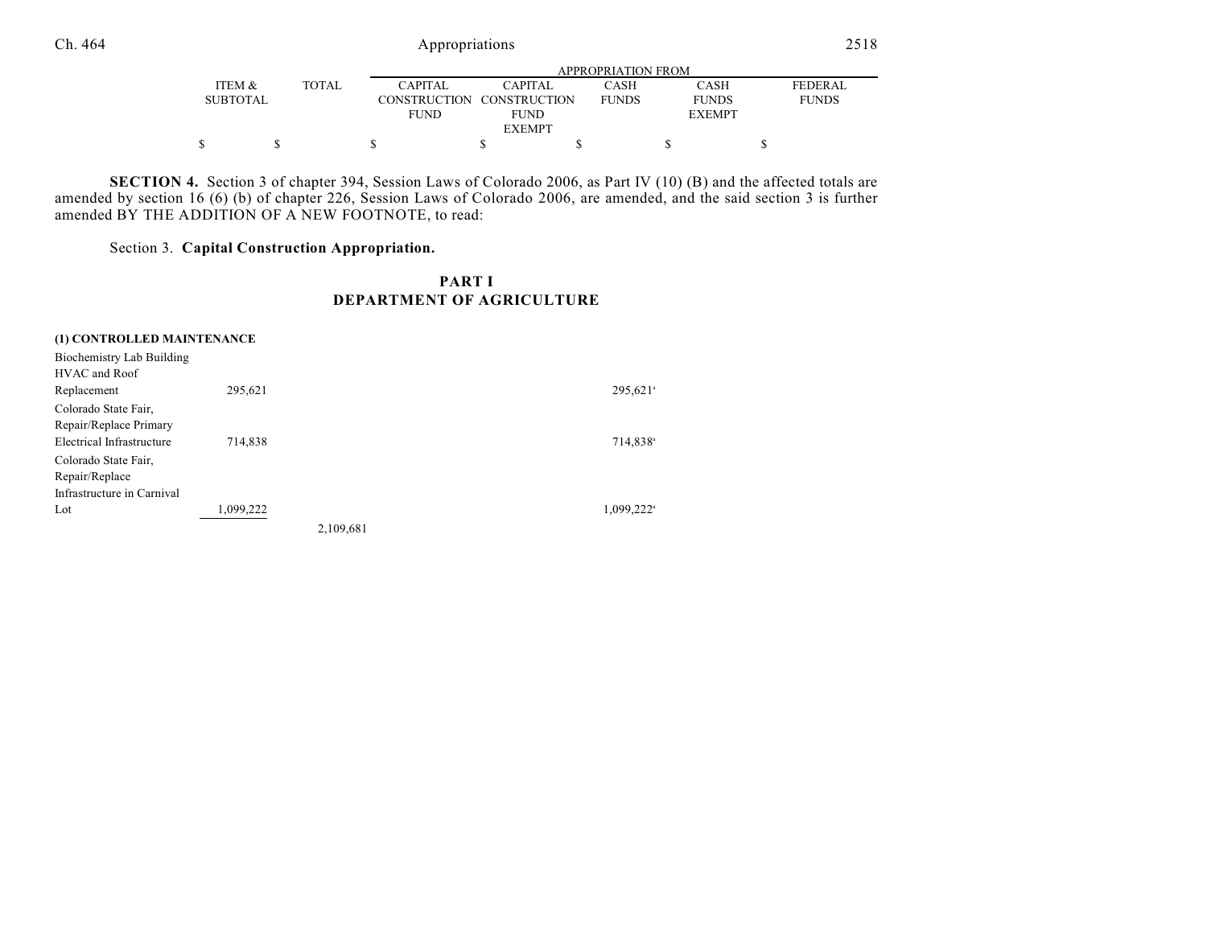| | ITEM & SUBTOTAL | TOTAL | APPROPRIATION FROM CAPITAL CONSTRUCTION FUND | CAPITAL CONSTRUCTION FUND EXEMPT | CASH FUNDS | CASH FUNDS EXEMPT | FEDERAL FUNDS |
|---|---|---|---|---|---|---|---|
| | $ | $ | $ | $ | $ | $ | $ |

**SECTION 4.** Section 3 of chapter 394, Session Laws of Colorado 2006, as Part IV (10) (B) and the affected totals are amended by section 16 (6) (b) of chapter 226, Session Laws of Colorado 2006, are amended, and the said section 3 is further amended BY THE ADDITION OF A NEW FOOTNOTE, to read:

Section 3. **Capital Construction Appropriation.**

## PART I
## DEPARTMENT OF AGRICULTURE

**(1) CONTROLLED MAINTENANCE**

| | ITEM & SUBTOTAL | TOTAL | CAPITAL CONSTRUCTION FUND | CAPITAL CONSTRUCTION FUND EXEMPT | CASH FUNDS | CASH FUNDS EXEMPT | FEDERAL FUNDS |
|---|---|---|---|---|---|---|---|
| Biochemistry Lab Building HVAC and Roof Replacement | 295,621 | | | | 295,621[a] | | |
| Colorado State Fair, Repair/Replace Primary Electrical Infrastructure | 714,838 | | | | 714,838[a] | | |
| Colorado State Fair, Repair/Replace Infrastructure in Carnival Lot | 1,099,222 | | | | 1,099,222[a] | | |
| | | 2,109,681 | | | | | |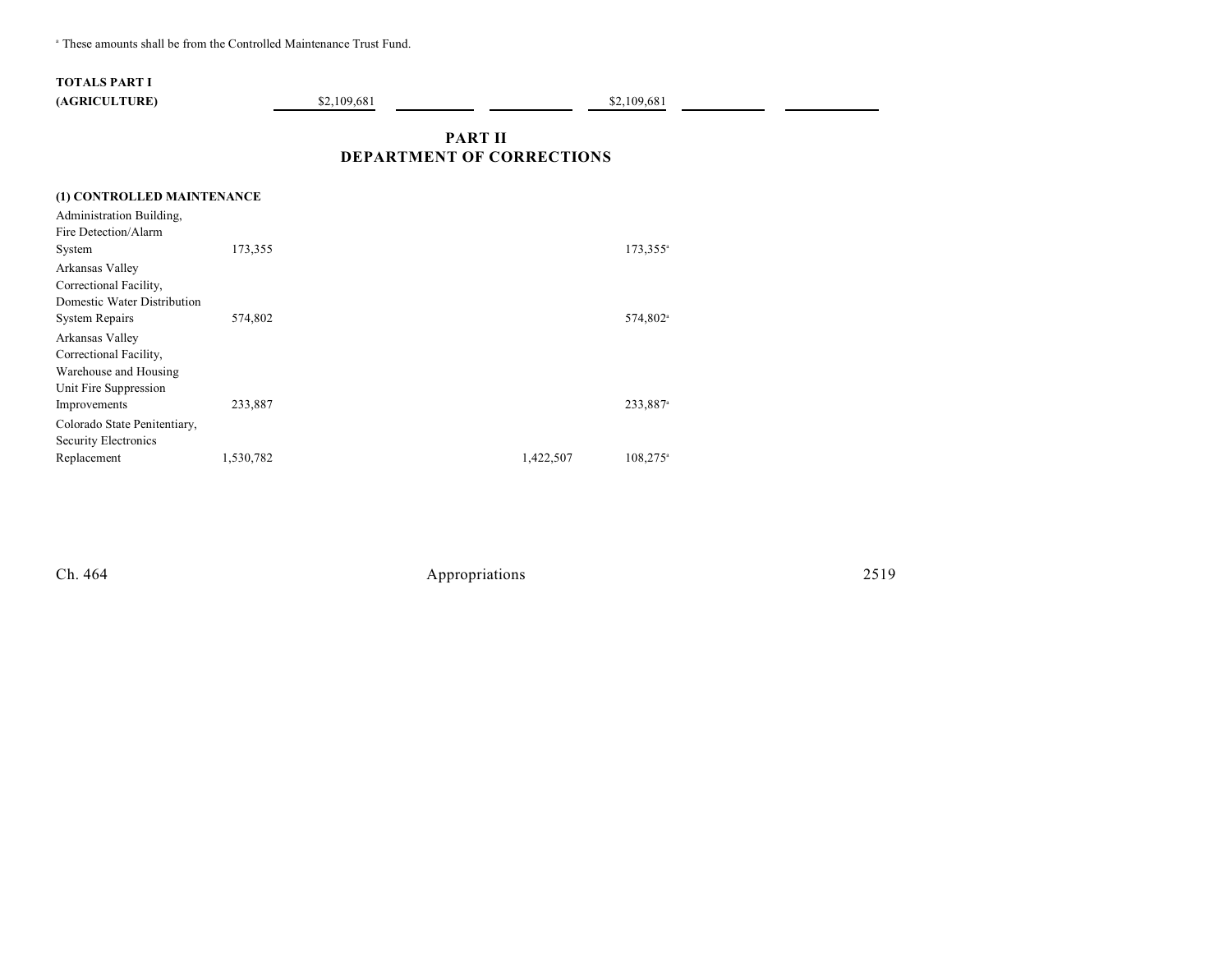[a] These amounts shall be from the Controlled Maintenance Trust Fund.

| | | | | | | | |
|---|---|---|---|---|---|---|---|
| **TOTALS PART I (AGRICULTURE)** | | $2,109,681 | | | $2,109,681 | | |

## PART II
## DEPARTMENT OF CORRECTIONS

**(1) CONTROLLED MAINTENANCE**

| | | | | | | | |
|---|---|---|---|---|---|---|---|
| Administration Building, Fire Detection/Alarm System | 173,355 | | | | 173,355[a] | | |
| Arkansas Valley Correctional Facility, Domestic Water Distribution System Repairs | 574,802 | | | | 574,802[a] | | |
| Arkansas Valley Correctional Facility, Warehouse and Housing Unit Fire Suppression Improvements | 233,887 | | | | 233,887[a] | | |
| Colorado State Penitentiary, Security Electronics Replacement | 1,530,782 | | | 1,422,507 | 108,275[a] | | |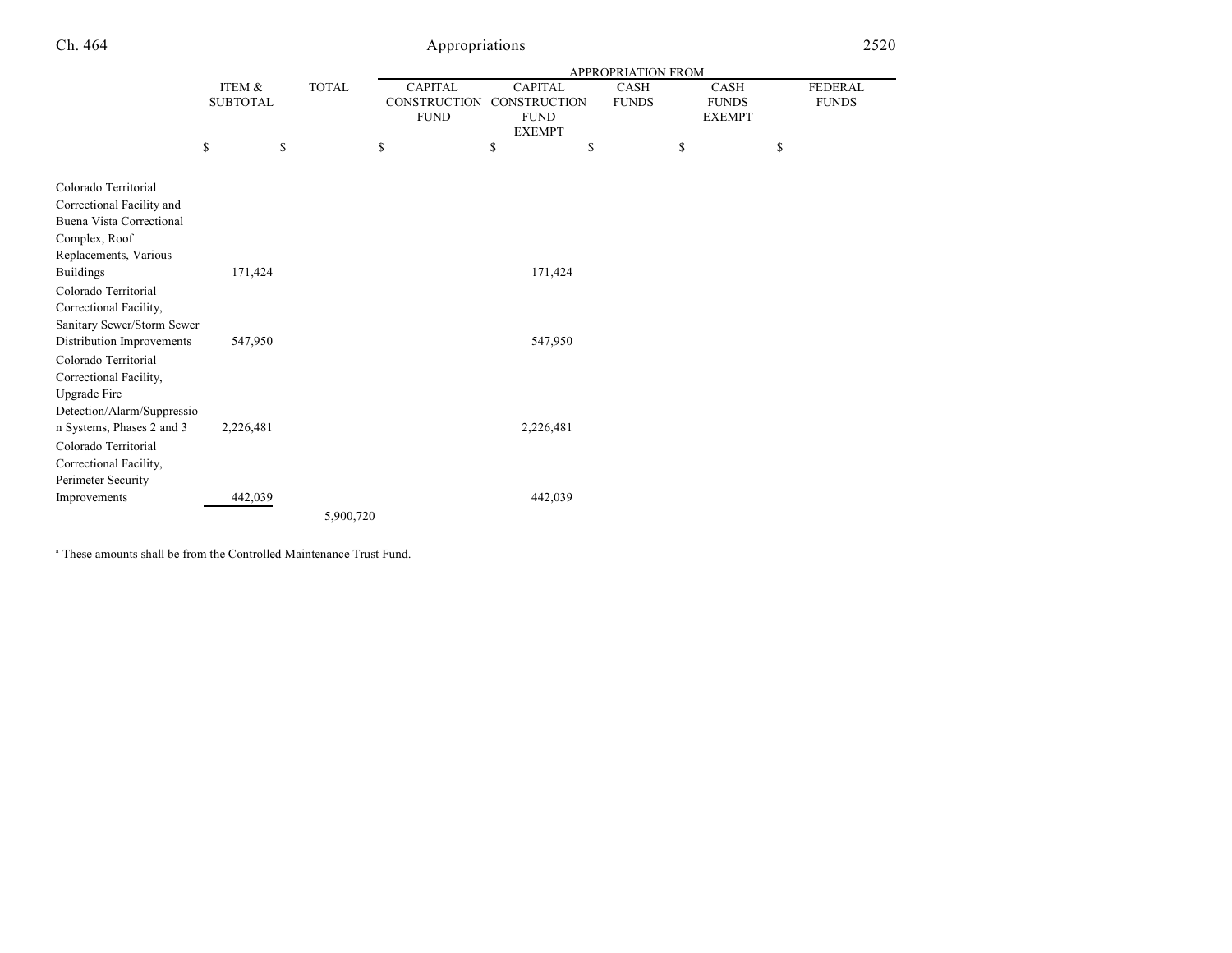| | ITEM & SUBTOTAL | TOTAL | APPROPRIATION FROM | | | | |
|---|---|---|---|---|---|---|---|
| | | | CAPITAL CONSTRUCTION FUND | CAPITAL CONSTRUCTION FUND EXEMPT | CASH FUNDS | CASH FUNDS EXEMPT | FEDERAL FUNDS |
| | $ | $ | $ | $ | $ | $ | $ |
| Colorado Territorial Correctional Facility and Buena Vista Correctional Complex, Roof Replacements, Various Buildings | 171,424 | | | 171,424 | | | |
| Colorado Territorial Correctional Facility, Sanitary Sewer/Storm Sewer Distribution Improvements | 547,950 | | | 547,950 | | | |
| Colorado Territorial Correctional Facility, Upgrade Fire Detection/Alarm/Suppression Systems, Phases 2 and 3 | 2,226,481 | | | 2,226,481 | | | |
| Colorado Territorial Correctional Facility, Perimeter Security Improvements | 442,039 | | | 442,039 | | | |
| | | 5,900,720 | | | | | |

[a] These amounts shall be from the Controlled Maintenance Trust Fund.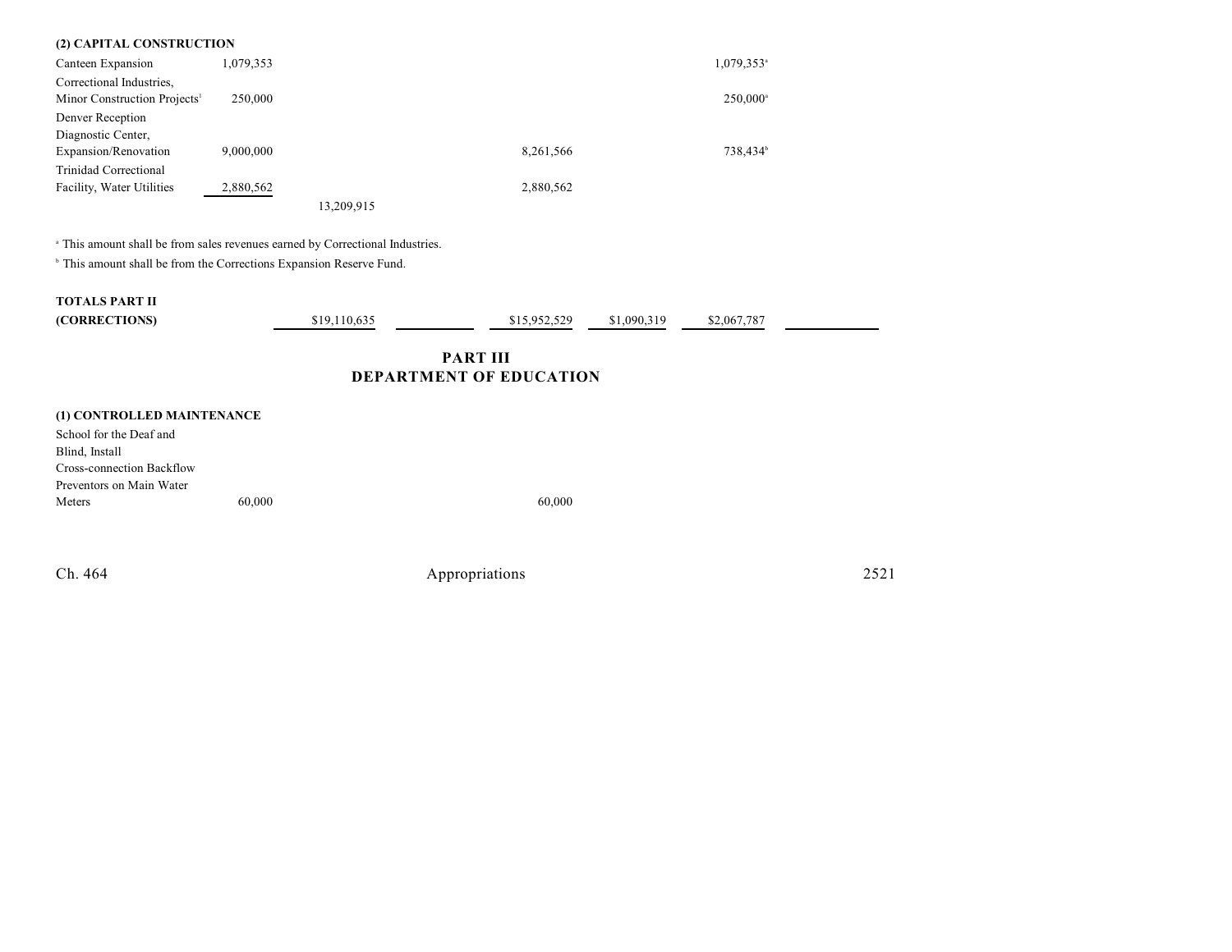**(2) CAPITAL CONSTRUCTION**

| | | | | | | |
|---|---|---|---|---|---|---|
| Canteen Expansion | 1,079,353 | | | | 1,079,353[a] | |
| Correctional Industries, Minor Construction Projects[1] | 250,000 | | | | 250,000[a] | |
| Denver Reception Diagnostic Center, Expansion/Renovation | 9,000,000 | | | 8,261,566 | 738,434[b] | |
| Trinidad Correctional Facility, Water Utilities | 2,880,562 | | | 2,880,562 | | |
| | | 13,209,915 | | | | |

[a] This amount shall be from sales revenues earned by Correctional Industries.

[b] This amount shall be from the Corrections Expansion Reserve Fund.

| | | | | | | |
|---|---|---|---|---|---|---|
| **TOTALS PART II (CORRECTIONS)** | $19,110,635 | | $15,952,529 | $1,090,319 | $2,067,787 | |

## PART III
## DEPARTMENT OF EDUCATION

**(1) CONTROLLED MAINTENANCE**

| | | | | | | |
|---|---|---|---|---|---|---|
| School for the Deaf and Blind, Install Cross-connection Backflow Preventors on Main Water Meters | 60,000 | | | 60,000 | | |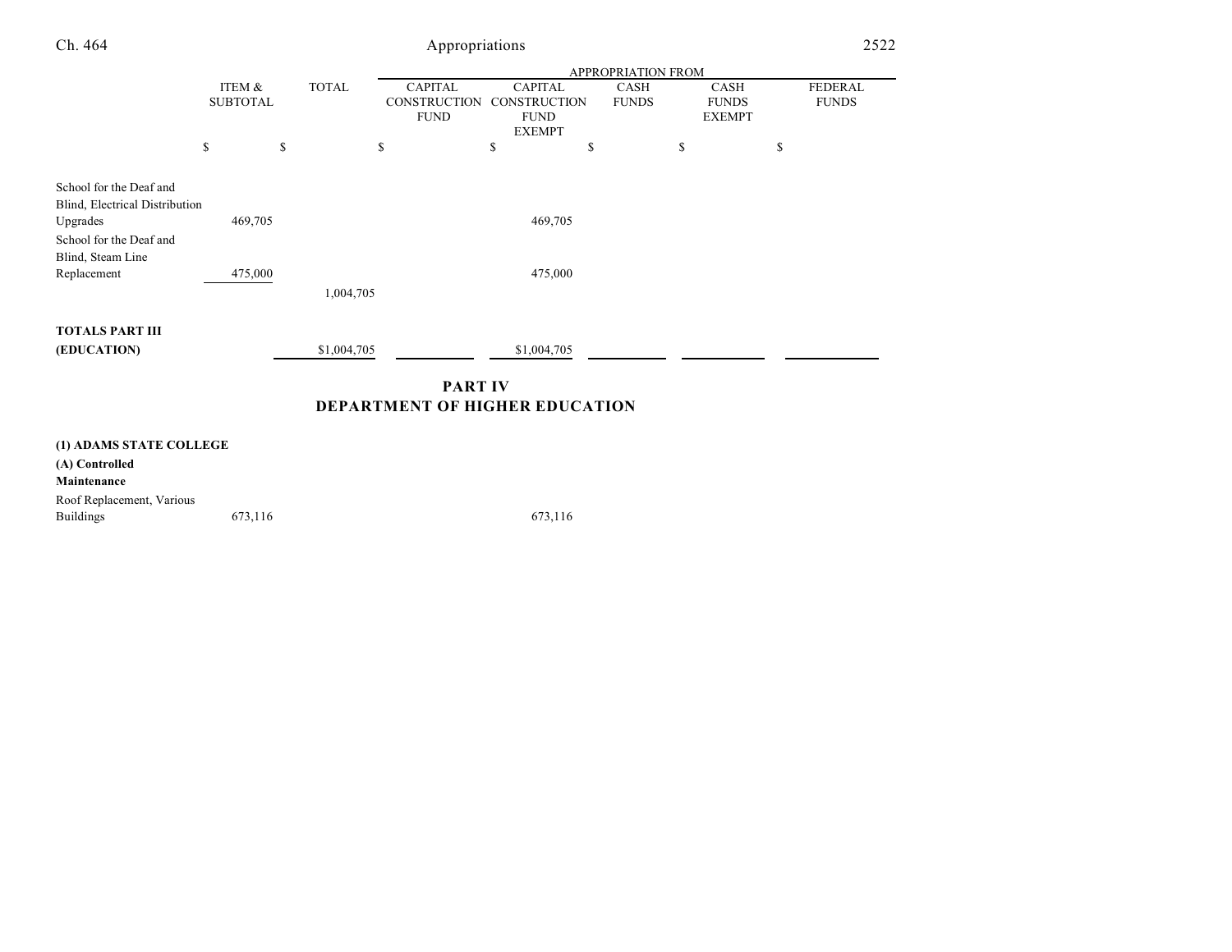| | ITEM & SUBTOTAL | TOTAL | APPROPRIATION FROM | | | | |
|---|---|---|---|---|---|---|---|
| | | | CAPITAL CONSTRUCTION FUND | CAPITAL CONSTRUCTION FUND EXEMPT | CASH FUNDS | CASH FUNDS EXEMPT | FEDERAL FUNDS |
| | $ | $ | $ | $ | $ | $ | $ |
| School for the Deaf and Blind, Electrical Distribution Upgrades | 469,705 | | | 469,705 | | | |
| School for the Deaf and Blind, Steam Line Replacement | 475,000 | | | 475,000 | | | |
| | | 1,004,705 | | | | | |
| **TOTALS PART III (EDUCATION)** | | $1,004,705 | | $1,004,705 | | | |

## PART IV
## DEPARTMENT OF HIGHER EDUCATION

| | ITEM & SUBTOTAL | TOTAL | CAPITAL CONSTRUCTION FUND | CAPITAL CONSTRUCTION FUND EXEMPT | CASH FUNDS | CASH FUNDS EXEMPT | FEDERAL FUNDS |
|---|---|---|---|---|---|---|---|
| **(1) ADAMS STATE COLLEGE** | | | | | | | |
| **(A) Controlled Maintenance** | | | | | | | |
| Roof Replacement, Various Buildings | 673,116 | | | 673,116 | | | |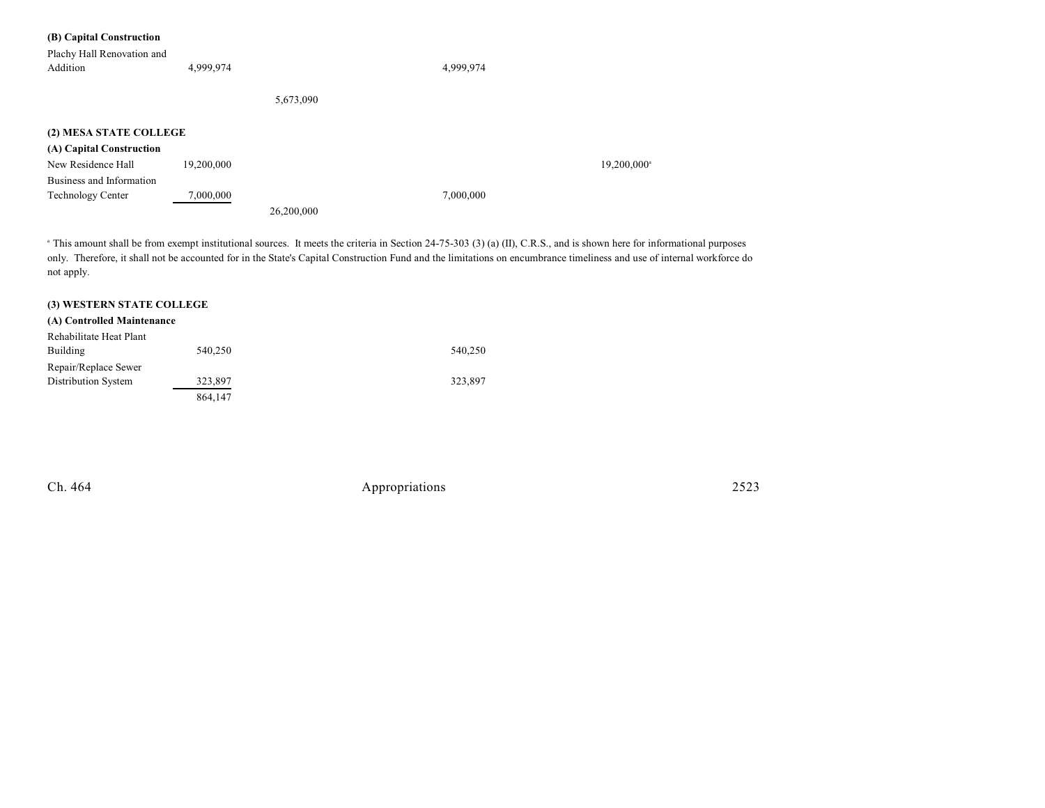**(B) Capital Construction**

| | | | | | | |
|---|---|---|---|---|---|---|
| Plachy Hall Renovation and Addition | 4,999,974 | | | 4,999,974 | | |
| | | 5,673,090 | | | | |

**(2) MESA STATE COLLEGE**

**(A) Capital Construction**

| | | | | | | |
|---|---|---|---|---|---|---|
| New Residence Hall | 19,200,000 | | | | | 19,200,000[a] |
| Business and Information Technology Center | 7,000,000 | | | 7,000,000 | | |
| | | 26,200,000 | | | | |

[a] This amount shall be from exempt institutional sources. It meets the criteria in Section 24-75-303 (3) (a) (II), C.R.S., and is shown here for informational purposes only. Therefore, it shall not be accounted for in the State's Capital Construction Fund and the limitations on encumbrance timeliness and use of internal workforce do not apply.

**(3) WESTERN STATE COLLEGE**

**(A) Controlled Maintenance**

| | | | | | | |
|---|---|---|---|---|---|---|
| Rehabilitate Heat Plant Building | 540,250 | | | 540,250 | | |
| Repair/Replace Sewer Distribution System | 323,897 | | | 323,897 | | |
| | 864,147 | | | | | |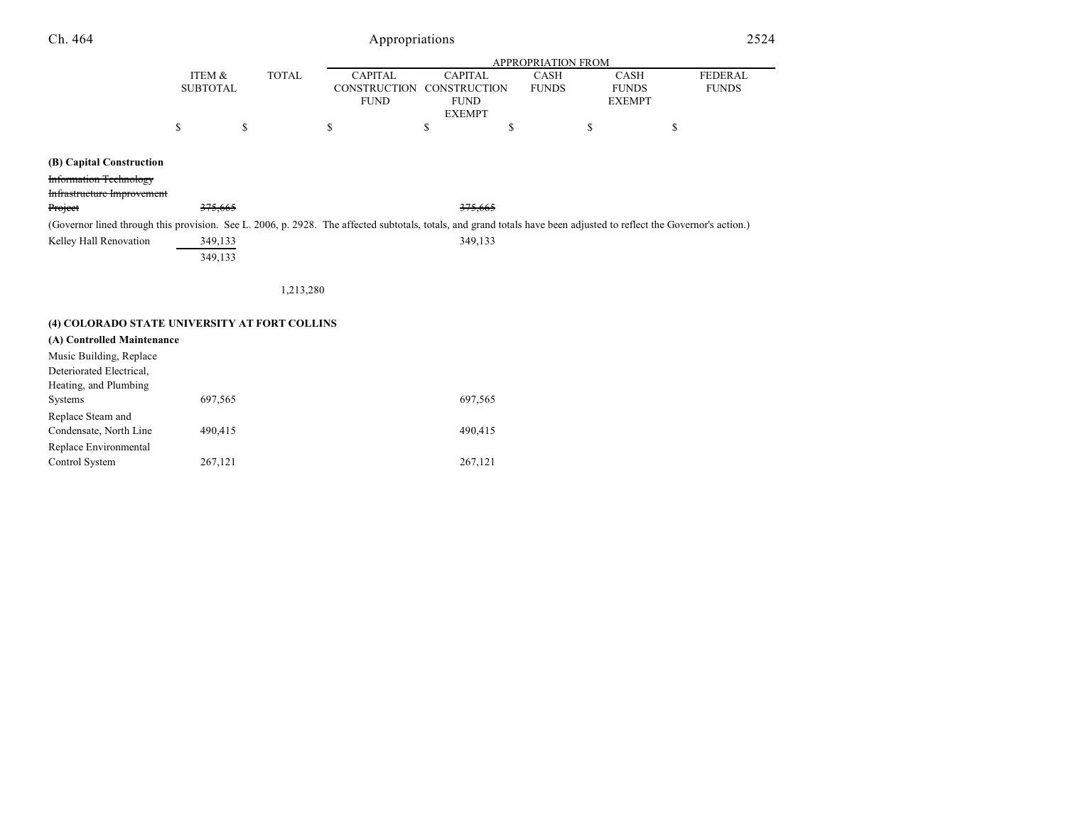| | ITEM & SUBTOTAL | TOTAL | APPROPRIATION FROM CAPITAL CONSTRUCTION FUND | CAPITAL CONSTRUCTION FUND EXEMPT | CASH FUNDS | CASH FUNDS EXEMPT | FEDERAL FUNDS |
|---|---|---|---|---|---|---|---|
| | $ | $ | $ | $ | $ | $ | $ |
| **(B) Capital Construction** | | | | | | | |
| ~~Information Technology Infrastructure Improvement Project~~ | ~~375,665~~ | | | ~~375,665~~ | | | |
| (Governor lined through this provision. See L. 2006, p. 2928. The affected subtotals, totals, and grand totals have been adjusted to reflect the Governor's action.) | | | | | | | |
| Kelley Hall Renovation | 349,133 | | | 349,133 | | | |
| | 349,133 | | | | | | |
| | | 1,213,280 | | | | | |
| **(4) COLORADO STATE UNIVERSITY AT FORT COLLINS** | | | | | | | |
| **(A) Controlled Maintenance** | | | | | | | |
| Music Building, Replace Deteriorated Electrical, Heating, and Plumbing Systems | 697,565 | | | 697,565 | | | |
| Replace Steam and Condensate, North Line | 490,415 | | | 490,415 | | | |
| Replace Environmental Control System | 267,121 | | | 267,121 | | | |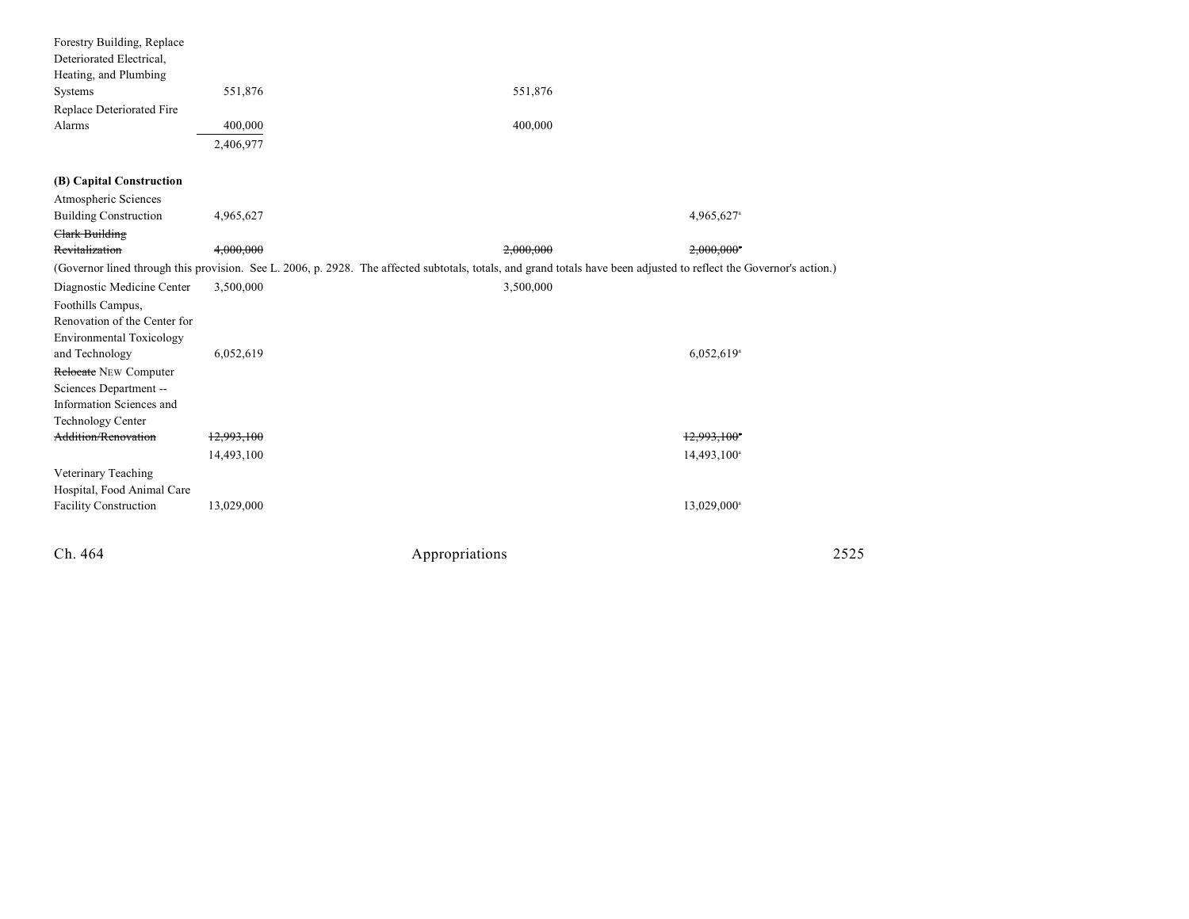| | | | | |
|---|---|---|---|---|
| Forestry Building, Replace Deteriorated Electrical, Heating, and Plumbing Systems | 551,876 | | 551,876 | |
| Replace Deteriorated Fire Alarms | 400,000 | | 400,000 | |
| | 2,406,977 | | | |

**(B) Capital Construction**

| | | | | |
|---|---|---|---|---|
| Atmospheric Sciences Building Construction | 4,965,627 | | | 4,965,627[a] |
| ~~Clark Building Revitalization~~ | ~~4,000,000~~ | | ~~2,000,000~~ | ~~2,000,000~~[a] |

(Governor lined through this provision. See L. 2006, p. 2928. The affected subtotals, totals, and grand totals have been adjusted to reflect the Governor's action.)

| | | | | |
|---|---|---|---|---|
| Diagnostic Medicine Center | 3,500,000 | | 3,500,000 | |
| Foothills Campus, Renovation of the Center for Environmental Toxicology and Technology | 6,052,619 | | | 6,052,619[a] |
| ~~Relocate~~ NEW Computer Sciences Department -- Information Sciences and Technology Center ~~Addition/Renovation~~ | ~~12,993,100~~ | | | ~~12,993,100~~[a] |
| | 14,493,100 | | | 14,493,100[a] |
| Veterinary Teaching Hospital, Food Animal Care Facility Construction | 13,029,000 | | | 13,029,000[a] |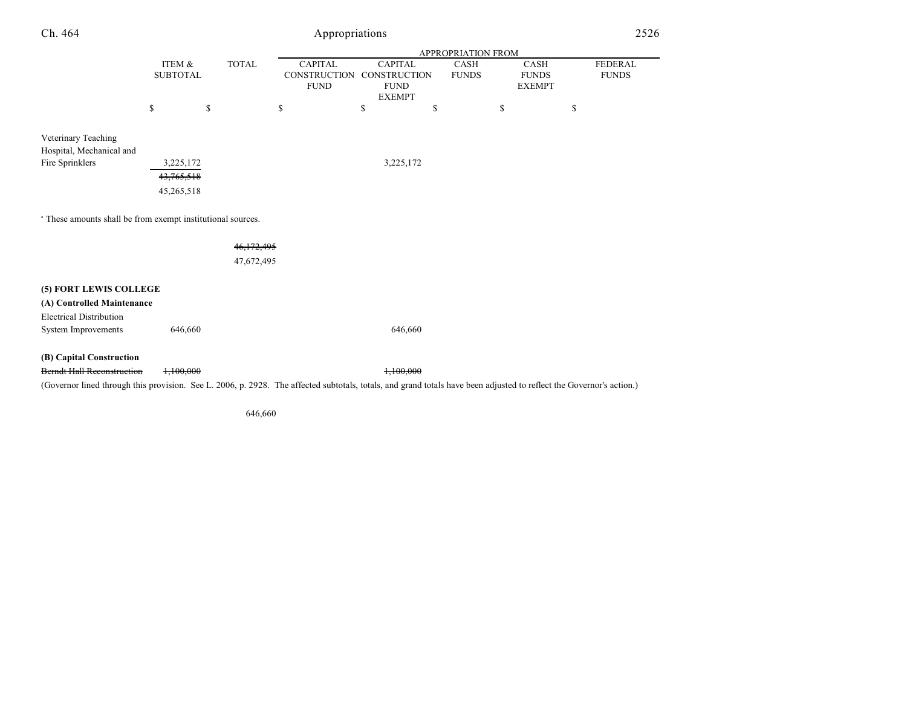| | ITEM & SUBTOTAL | TOTAL | APPROPRIATION FROM | | | | |
|---|---|---|---|---|---|---|---|
| | | | CAPITAL CONSTRUCTION FUND | CAPITAL CONSTRUCTION FUND EXEMPT | CASH FUNDS | CASH FUNDS EXEMPT | FEDERAL FUNDS |
| | $ | $ | $ | $ | $ | $ | $ |
| Veterinary Teaching Hospital, Mechanical and Fire Sprinklers | 3,225,172 | | | 3,225,172 | | | |
| | ~~43,765,518~~ | | | | | | |
| | 45,265,518 | | | | | | |

[a] These amounts shall be from exempt institutional sources.

| | ITEM & SUBTOTAL | TOTAL | CAPITAL CONSTRUCTION FUND | CAPITAL CONSTRUCTION FUND EXEMPT | CASH FUNDS | CASH FUNDS EXEMPT | FEDERAL FUNDS |
|---|---|---|---|---|---|---|---|
| | | ~~46,172,495~~ | | | | | |
| | | 47,672,495 | | | | | |
| **(5) FORT LEWIS COLLEGE** | | | | | | | |
| **(A) Controlled Maintenance** | | | | | | | |
| Electrical Distribution System Improvements | 646,660 | | | 646,660 | | | |
| **(B) Capital Construction** | | | | | | | |
| ~~Berndt Hall Reconstruction~~ | ~~1,100,000~~ | | | ~~1,100,000~~ | | | |

(Governor lined through this provision. See L. 2006, p. 2928. The affected subtotals, totals, and grand totals have been adjusted to reflect the Governor's action.)

| | ITEM & SUBTOTAL | TOTAL |
|---|---|---|
| | | 646,660 |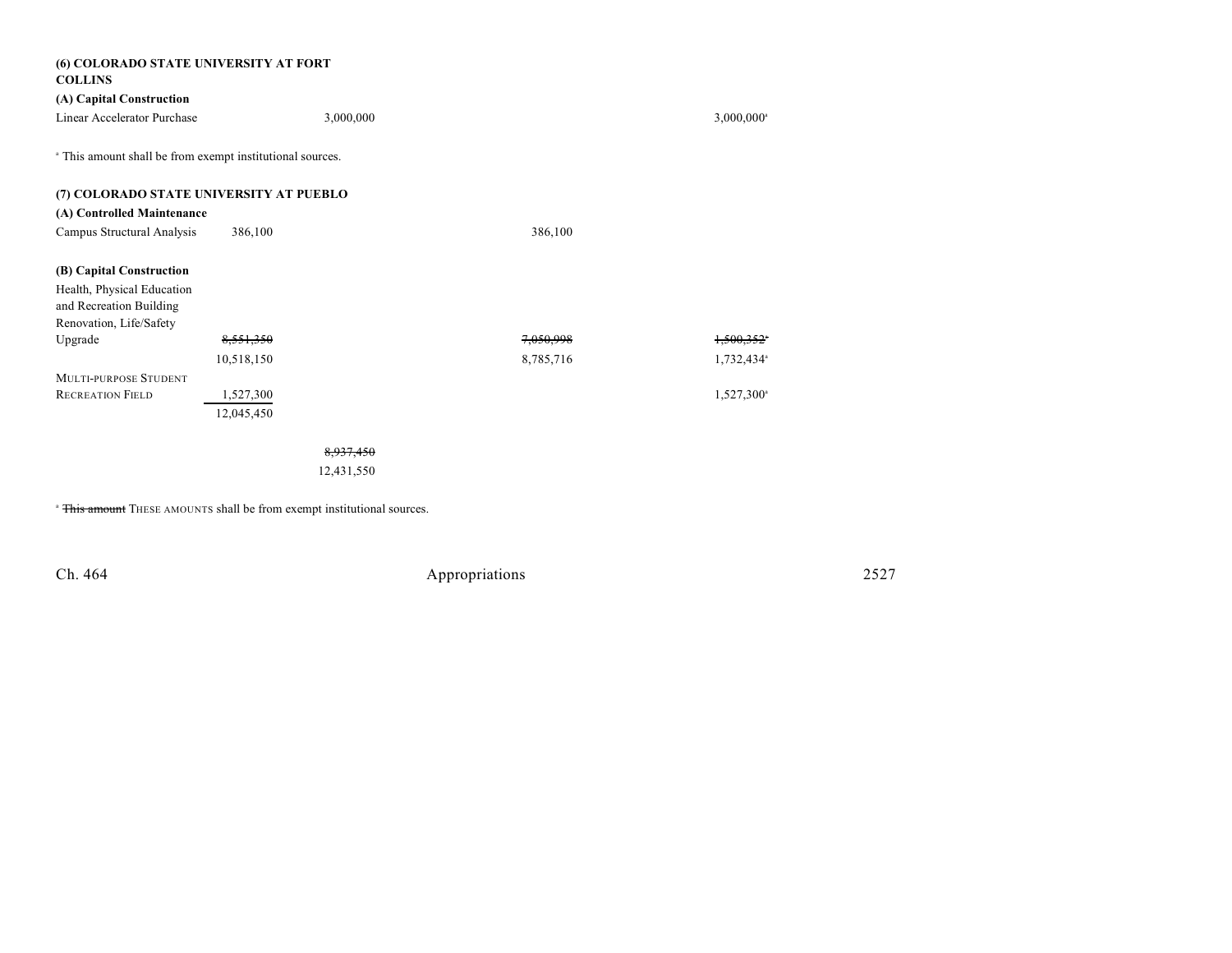**(6) COLORADO STATE UNIVERSITY AT FORT COLLINS**

**(A) Capital Construction**

| | | | | |
|---|---|---|---|---|
| Linear Accelerator Purchase | | 3,000,000 | | 3,000,000[a] |

[a] This amount shall be from exempt institutional sources.

**(7) COLORADO STATE UNIVERSITY AT PUEBLO**

**(A) Controlled Maintenance**

| | | | | |
|---|---|---|---|---|
| Campus Structural Analysis | 386,100 | | 386,100 | |

**(B) Capital Construction**

| | | | | |
|---|---|---|---|---|
| Health, Physical Education and Recreation Building Renovation, Life/Safety Upgrade | ~~8,551,350~~ | | ~~7,050,998~~ | ~~1,500,352~~[a] |
| | 10,518,150 | | 8,785,716 | 1,732,434[a] |
| MULTI-PURPOSE STUDENT RECREATION FIELD | 1,527,300 | | | 1,527,300[a] |
| | 12,045,450 | | | |
| | | ~~8,937,450~~ | | |
| | | 12,431,550 | | |

[a] ~~This amount~~ THESE AMOUNTS shall be from exempt institutional sources.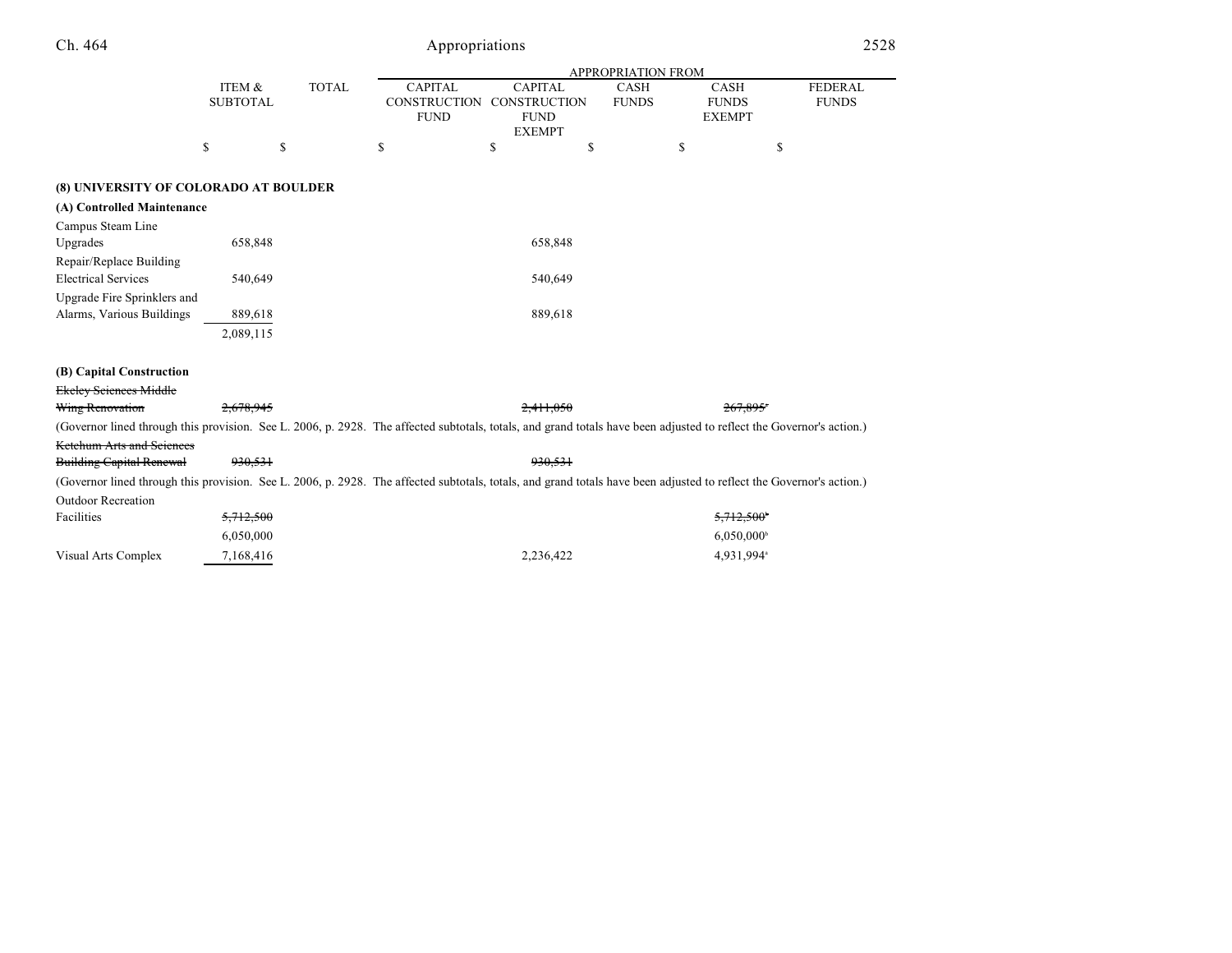| | ITEM & SUBTOTAL | TOTAL | APPROPRIATION FROM CAPITAL CONSTRUCTION FUND | CAPITAL CONSTRUCTION FUND EXEMPT | CASH FUNDS | CASH FUNDS EXEMPT | FEDERAL FUNDS |
|---|---|---|---|---|---|---|---|
| | $ | $ | $ | $ | $ | $ | $ |
| **(8) UNIVERSITY OF COLORADO AT BOULDER** | | | | | | | |
| **(A) Controlled Maintenance** | | | | | | | |
| Campus Steam Line Upgrades | 658,848 | | | 658,848 | | | |
| Repair/Replace Building Electrical Services | 540,649 | | | 540,649 | | | |
| Upgrade Fire Sprinklers and Alarms, Various Buildings | 889,618 | | | 889,618 | | | |
| | 2,089,115 | | | | | | |
| **(B) Capital Construction** | | | | | | | |
| ~~Ekeley Sciences Middle Wing Renovation~~ | ~~2,678,945~~ | | | ~~2,411,050~~ | | ~~267,895~~[a] | |
| (Governor lined through this provision. See L. 2006, p. 2928. The affected subtotals, totals, and grand totals have been adjusted to reflect the Governor's action.) | | | | | | | |
| ~~Ketchum Arts and Sciences Building Capital Renewal~~ | ~~930,531~~ | | | ~~930,531~~ | | | |
| (Governor lined through this provision. See L. 2006, p. 2928. The affected subtotals, totals, and grand totals have been adjusted to reflect the Governor's action.) | | | | | | | |
| Outdoor Recreation Facilities | ~~5,712,500~~ | | | | | ~~5,712,500~~[b] | |
| | 6,050,000 | | | | | 6,050,000[b] | |
| Visual Arts Complex | 7,168,416 | | | 2,236,422 | | 4,931,994[a] | |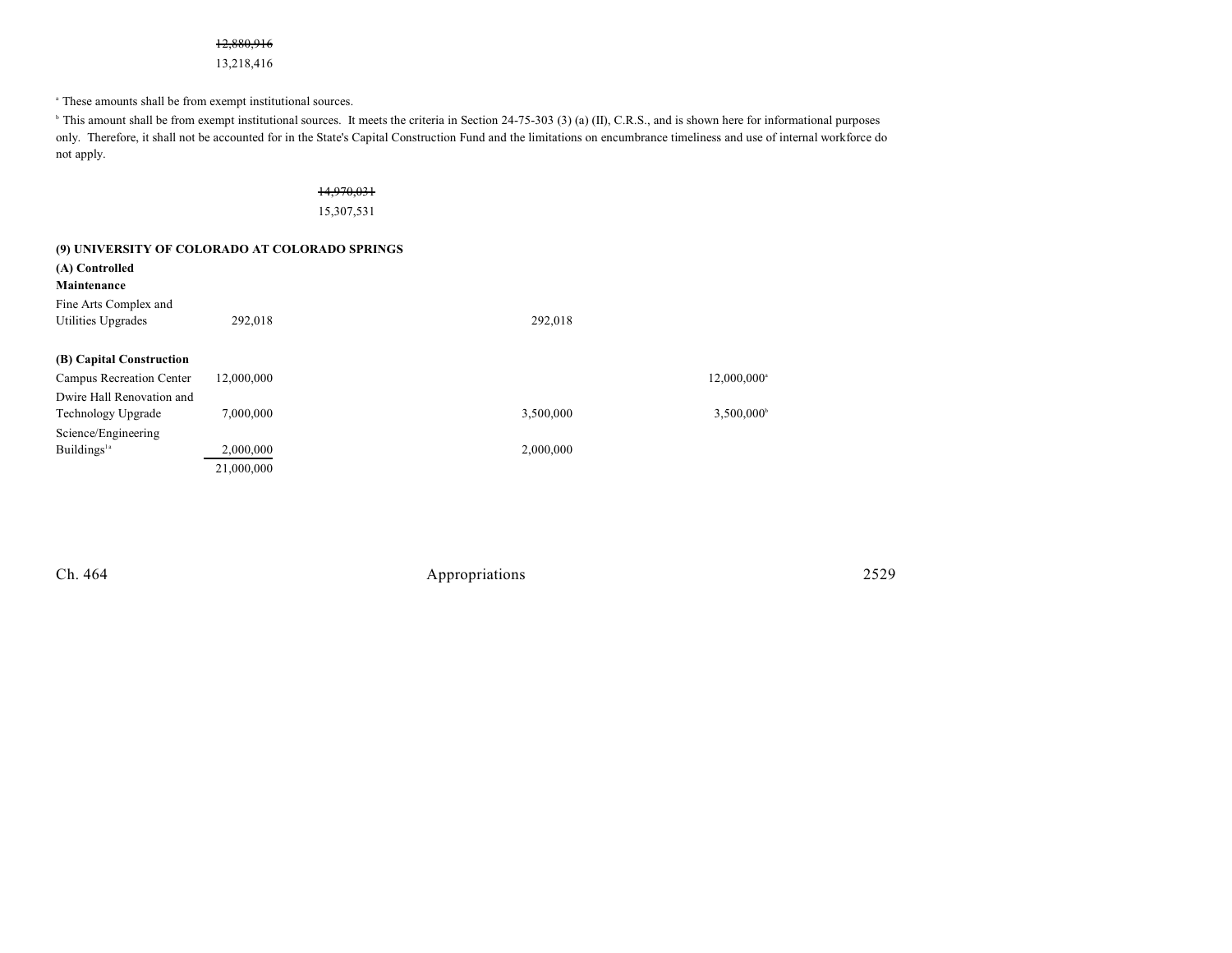~~12,880,916~~
13,218,416

[a] These amounts shall be from exempt institutional sources.

[b] This amount shall be from exempt institutional sources. It meets the criteria in Section 24-75-303 (3) (a) (II), C.R.S., and is shown here for informational purposes only. Therefore, it shall not be accounted for in the State's Capital Construction Fund and the limitations on encumbrance timeliness and use of internal workforce do not apply.

~~14,970,031~~
15,307,531

**(9) UNIVERSITY OF COLORADO AT COLORADO SPRINGS**

| | | | | |
|---|---|---|---|---|
| **(A) Controlled Maintenance** | | | | |
| Fine Arts Complex and Utilities Upgrades | 292,018 | | 292,018 | |
| **(B) Capital Construction** | | | | |
| Campus Recreation Center | 12,000,000 | | | 12,000,000[a] |
| Dwire Hall Renovation and Technology Upgrade | 7,000,000 | | 3,500,000 | 3,500,000[b] |
| Science/Engineering Buildings[1a] | 2,000,000 | | 2,000,000 | |
| | 21,000,000 | | | |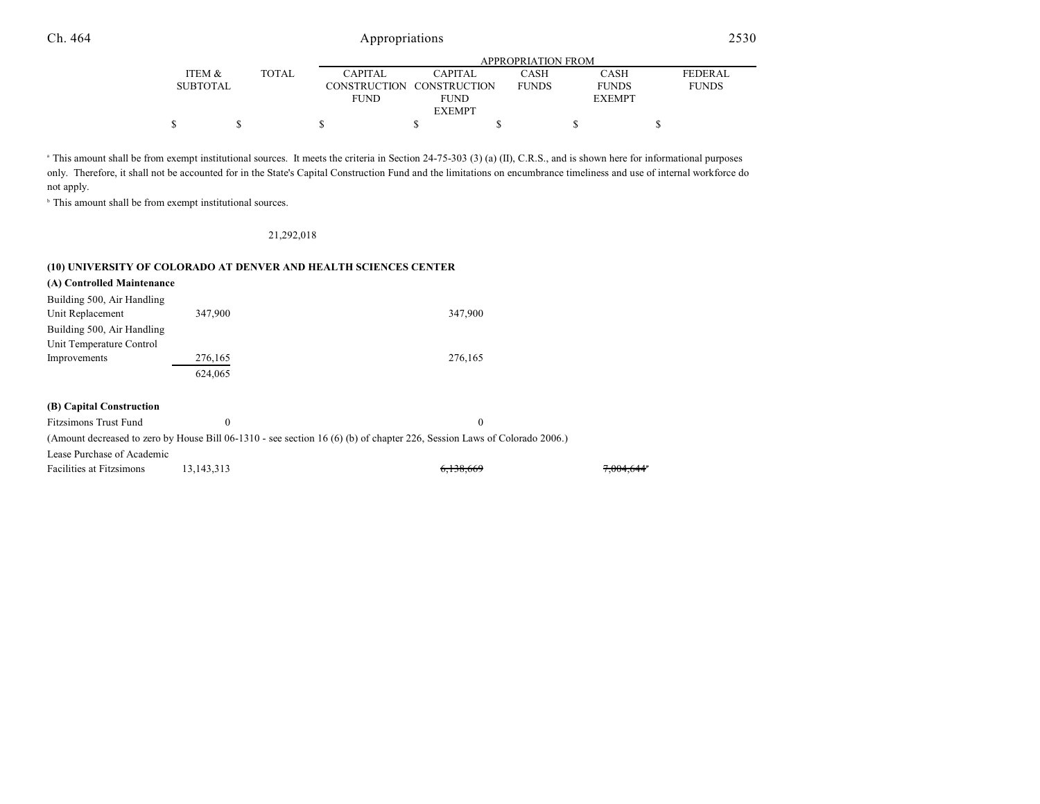| | ITEM & SUBTOTAL | TOTAL | APPROPRIATION FROM CAPITAL CONSTRUCTION FUND | CAPITAL CONSTRUCTION FUND EXEMPT | CASH FUNDS | CASH FUNDS EXEMPT | FEDERAL FUNDS |
|---|---|---|---|---|---|---|---|
| | $ | $ | $ | $ | $ | $ | $ |

[a] This amount shall be from exempt institutional sources. It meets the criteria in Section 24-75-303 (3) (a) (II), C.R.S., and is shown here for informational purposes only. Therefore, it shall not be accounted for in the State's Capital Construction Fund and the limitations on encumbrance timeliness and use of internal workforce do not apply.

[b] This amount shall be from exempt institutional sources.

| | ITEM & SUBTOTAL | TOTAL | CAPITAL CONSTRUCTION FUND | CAPITAL CONSTRUCTION FUND EXEMPT | CASH FUNDS | CASH FUNDS EXEMPT | FEDERAL FUNDS |
|---|---|---|---|---|---|---|---|
| | | 21,292,018 | | | | | |
| **(10) UNIVERSITY OF COLORADO AT DENVER AND HEALTH SCIENCES CENTER** | | | | | | | |
| **(A) Controlled Maintenance** | | | | | | | |
| Building 500, Air Handling Unit Replacement | 347,900 | | | 347,900 | | | |
| Building 500, Air Handling Unit Temperature Control Improvements | 276,165 | | | 276,165 | | | |
| | 624,065 | | | | | | |
| **(B) Capital Construction** | | | | | | | |
| Fitzsimons Trust Fund | 0 | | | 0 | | | |
| (Amount decreased to zero by House Bill 06-1310 - see section 16 (6) (b) of chapter 226, Session Laws of Colorado 2006.) | | | | | | | |
| Lease Purchase of Academic Facilities at Fitzsimons | 13,143,313 | | | ~~6,138,669~~ | | ~~7,004,644~~[c] | |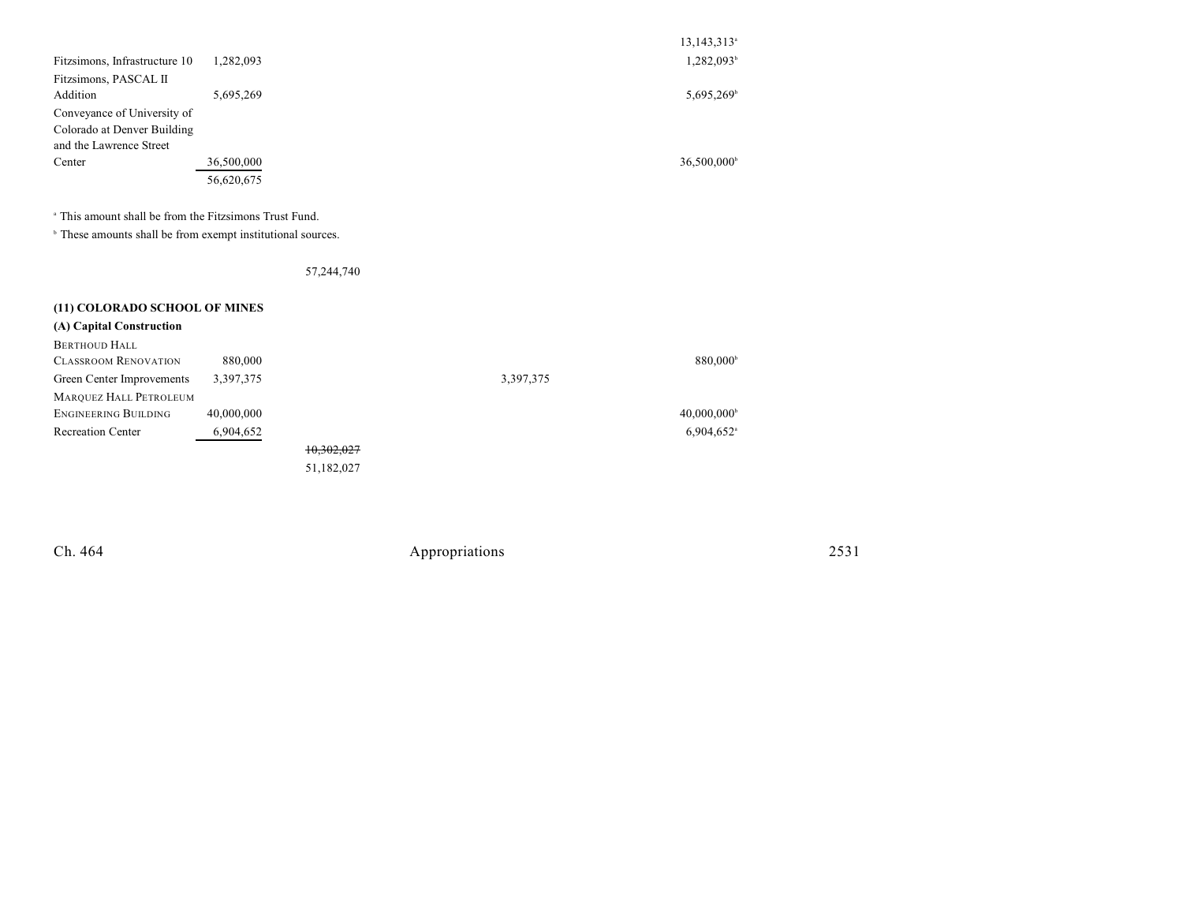| | | | | | |
|---|---|---|---|---|---|
| | | | | | 13,143,313[a] |
| Fitzsimons, Infrastructure 10 | 1,282,093 | | | | 1,282,093[b] |
| Fitzsimons, PASCAL II Addition | 5,695,269 | | | | 5,695,269[b] |
| Conveyance of University of Colorado at Denver Building and the Lawrence Street Center | 36,500,000 | | | | 36,500,000[b] |
| | 56,620,675 | | | | |

[a] This amount shall be from the Fitzsimons Trust Fund.

[b] These amounts shall be from exempt institutional sources.

| | | | | | |
|---|---|---|---|---|---|
| | | 57,244,740 | | | |

**(11) COLORADO SCHOOL OF MINES**

**(A) Capital Construction**

| | | | | | |
|---|---|---|---|---|---|
| BERTHOUD HALL CLASSROOM RENOVATION | 880,000 | | | | 880,000[b] |
| Green Center Improvements | 3,397,375 | | | 3,397,375 | |
| MARQUEZ HALL PETROLEUM ENGINEERING BUILDING | 40,000,000 | | | | 40,000,000[b] |
| Recreation Center | 6,904,652 | | | | 6,904,652[a] |
| | | ~~10,302,027~~ | | | |
| | | 51,182,027 | | | |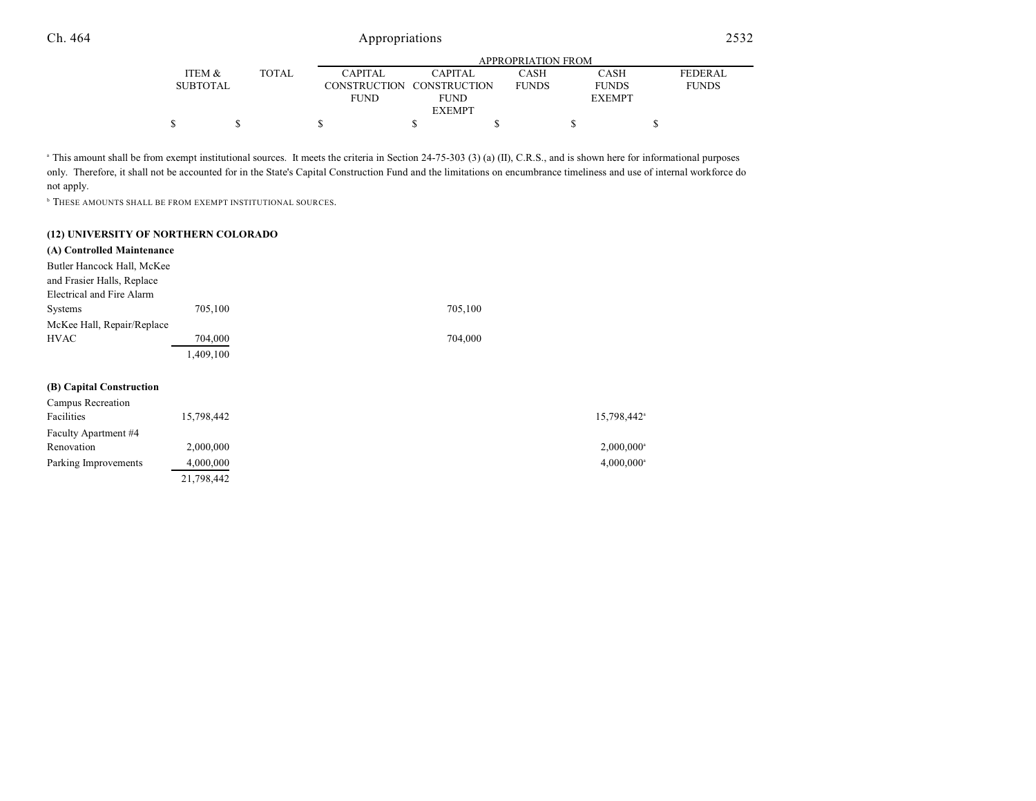| | ITEM & SUBTOTAL | TOTAL | CAPITAL CONSTRUCTION FUND | CAPITAL CONSTRUCTION FUND EXEMPT | CASH FUNDS | CASH FUNDS EXEMPT | FEDERAL FUNDS |
|---|---|---|---|---|---|---|---|
| | $ | $ | $ | $ | $ | $ | $ |

[a] This amount shall be from exempt institutional sources. It meets the criteria in Section 24-75-303 (3) (a) (II), C.R.S., and is shown here for informational purposes only. Therefore, it shall not be accounted for in the State's Capital Construction Fund and the limitations on encumbrance timeliness and use of internal workforce do not apply.

[b] THESE AMOUNTS SHALL BE FROM EXEMPT INSTITUTIONAL SOURCES.

**(12) UNIVERSITY OF NORTHERN COLORADO**

| | ITEM & SUBTOTAL | TOTAL | CAPITAL CONSTRUCTION FUND | CAPITAL CONSTRUCTION FUND EXEMPT | CASH FUNDS | CASH FUNDS EXEMPT | FEDERAL FUNDS |
|---|---|---|---|---|---|---|---|
| **(A) Controlled Maintenance** | | | | | | | |
| Butler Hancock Hall, McKee and Frasier Halls, Replace Electrical and Fire Alarm Systems | 705,100 | | | 705,100 | | | |
| McKee Hall, Repair/Replace HVAC | 704,000 | | | 704,000 | | | |
| | 1,409,100 | | | | | | |
| **(B) Capital Construction** | | | | | | | |
| Campus Recreation Facilities | 15,798,442 | | | | | 15,798,442[a] | |
| Faculty Apartment #4 Renovation | 2,000,000 | | | | | 2,000,000[a] | |
| Parking Improvements | 4,000,000 | | | | | 4,000,000[a] | |
| | 21,798,442 | | | | | | |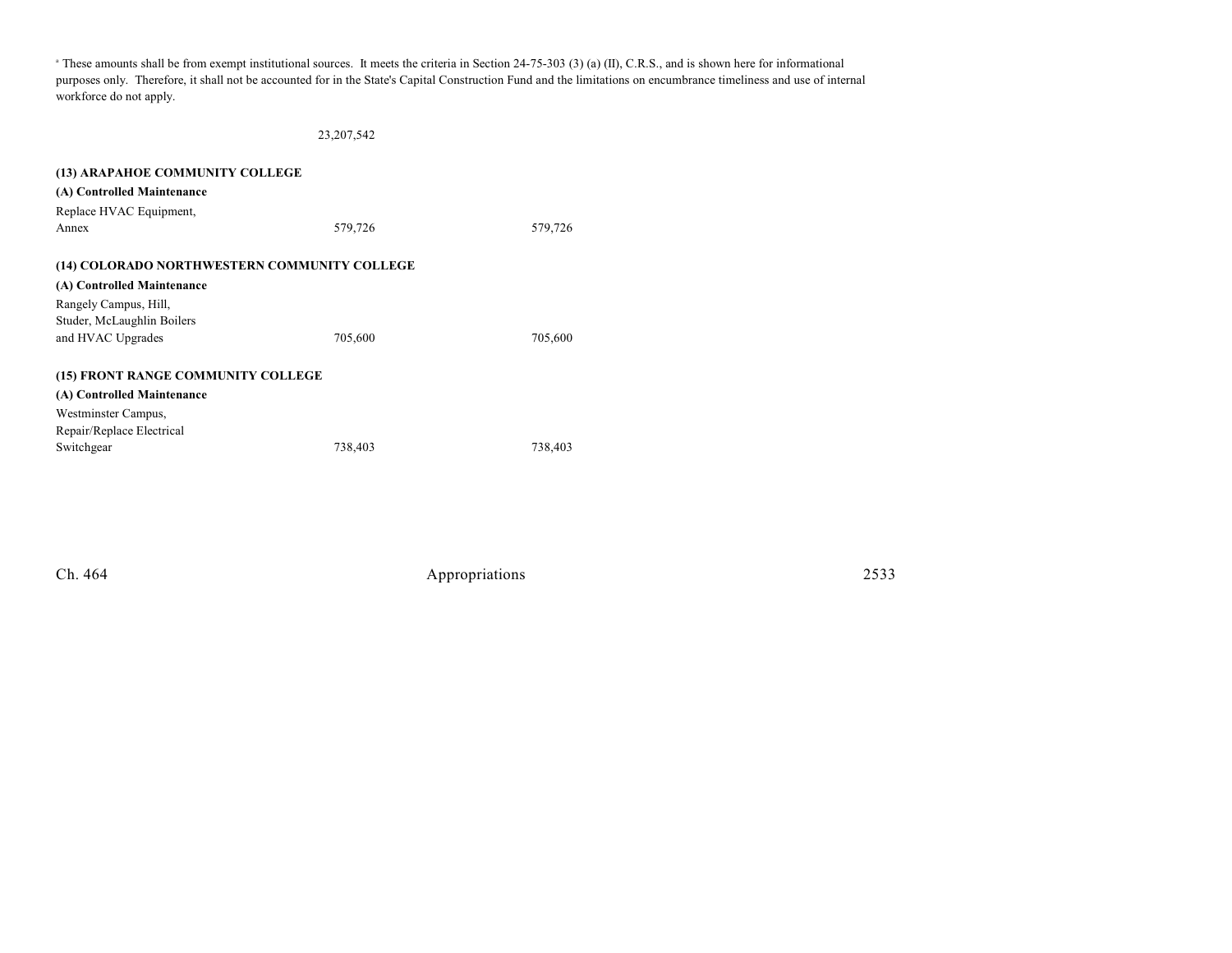[a] These amounts shall be from exempt institutional sources. It meets the criteria in Section 24-75-303 (3) (a) (II), C.R.S., and is shown here for informational purposes only. Therefore, it shall not be accounted for in the State's Capital Construction Fund and the limitations on encumbrance timeliness and use of internal workforce do not apply.

| | | | |
|---|---|---|---|
| | 23,207,542 | | |
| **(13) ARAPAHOE COMMUNITY COLLEGE** | | | |
| **(A) Controlled Maintenance** | | | |
| Replace HVAC Equipment, Annex | 579,726 | | 579,726 |
| **(14) COLORADO NORTHWESTERN COMMUNITY COLLEGE** | | | |
| **(A) Controlled Maintenance** | | | |
| Rangely Campus, Hill, Studer, McLaughlin Boilers and HVAC Upgrades | 705,600 | | 705,600 |
| **(15) FRONT RANGE COMMUNITY COLLEGE** | | | |
| **(A) Controlled Maintenance** | | | |
| Westminster Campus, Repair/Replace Electrical Switchgear | 738,403 | | 738,403 |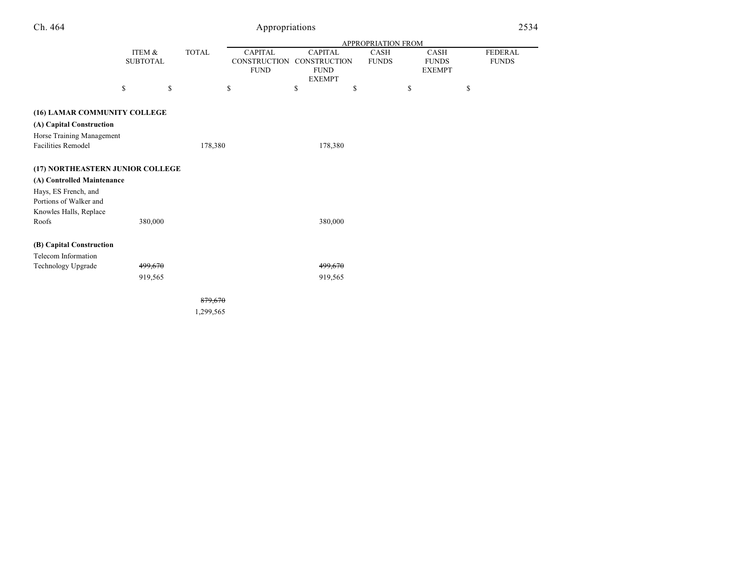| | ITEM & SUBTOTAL | TOTAL | APPROPRIATION FROM CAPITAL CONSTRUCTION FUND | CAPITAL CONSTRUCTION FUND EXEMPT | CASH FUNDS | CASH FUNDS EXEMPT | FEDERAL FUNDS |
|---|---|---|---|---|---|---|---|
| | $ | $ | $ | $ | $ | $ | $ |
| **(16) LAMAR COMMUNITY COLLEGE** | | | | | | | |
| **(A) Capital Construction** | | | | | | | |
| Horse Training Management Facilities Remodel | | 178,380 | | 178,380 | | | |
| **(17) NORTHEASTERN JUNIOR COLLEGE** | | | | | | | |
| **(A) Controlled Maintenance** | | | | | | | |
| Hays, ES French, and Portions of Walker and Knowles Halls, Replace Roofs | 380,000 | | | 380,000 | | | |
| **(B) Capital Construction** | | | | | | | |
| Telecom Information Technology Upgrade | ~~499,670~~ 919,565 | | | ~~499,670~~ 919,565 | | | |
| | | ~~879,670~~ 1,299,565 | | | | | |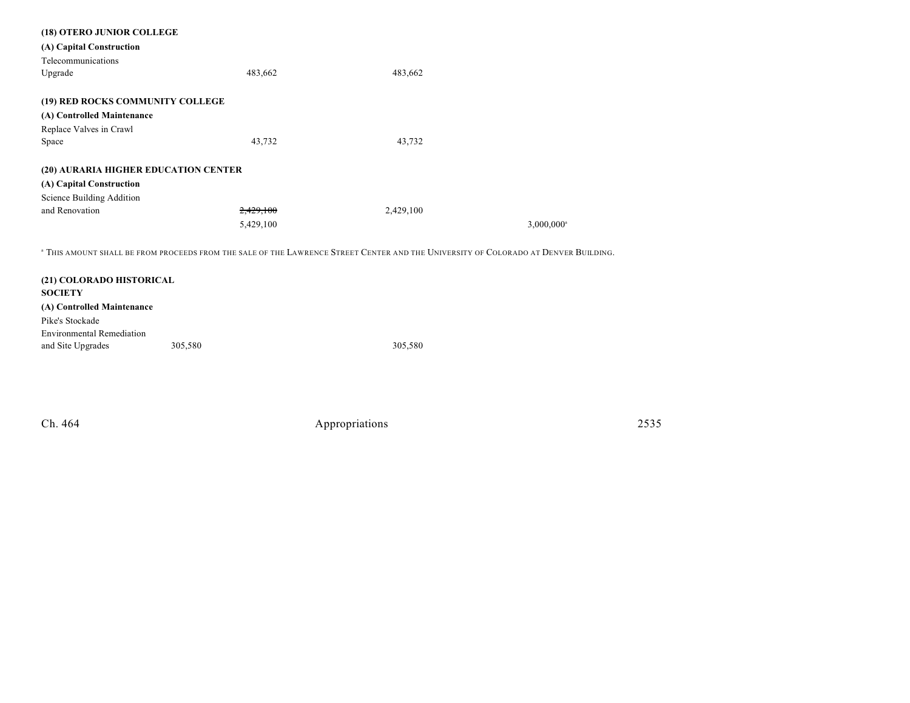| | | | | | | |
|---|---|---|---|---|---|---|
| **(18) OTERO JUNIOR COLLEGE** | | | | | | |
| **(A) Capital Construction** | | | | | | |
| Telecommunications Upgrade | | 483,662 | | 483,662 | | |
| **(19) RED ROCKS COMMUNITY COLLEGE** | | | | | | |
| **(A) Controlled Maintenance** | | | | | | |
| Replace Valves in Crawl Space | | 43,732 | | 43,732 | | |
| **(20) AURARIA HIGHER EDUCATION CENTER** | | | | | | |
| **(A) Capital Construction** | | | | | | |
| Science Building Addition and Renovation | | ~~2,429,100~~ 5,429,100 | | 2,429,100 | 3,000,000[a] | |

[a] THIS AMOUNT SHALL BE FROM PROCEEDS FROM THE SALE OF THE LAWRENCE STREET CENTER AND THE UNIVERSITY OF COLORADO AT DENVER BUILDING.

| | | | | | | |
|---|---|---|---|---|---|---|
| **(21) COLORADO HISTORICAL SOCIETY** | | | | | | |
| **(A) Controlled Maintenance** | | | | | | |
| Pike's Stockade Environmental Remediation and Site Upgrades | 305,580 | | | 305,580 | | |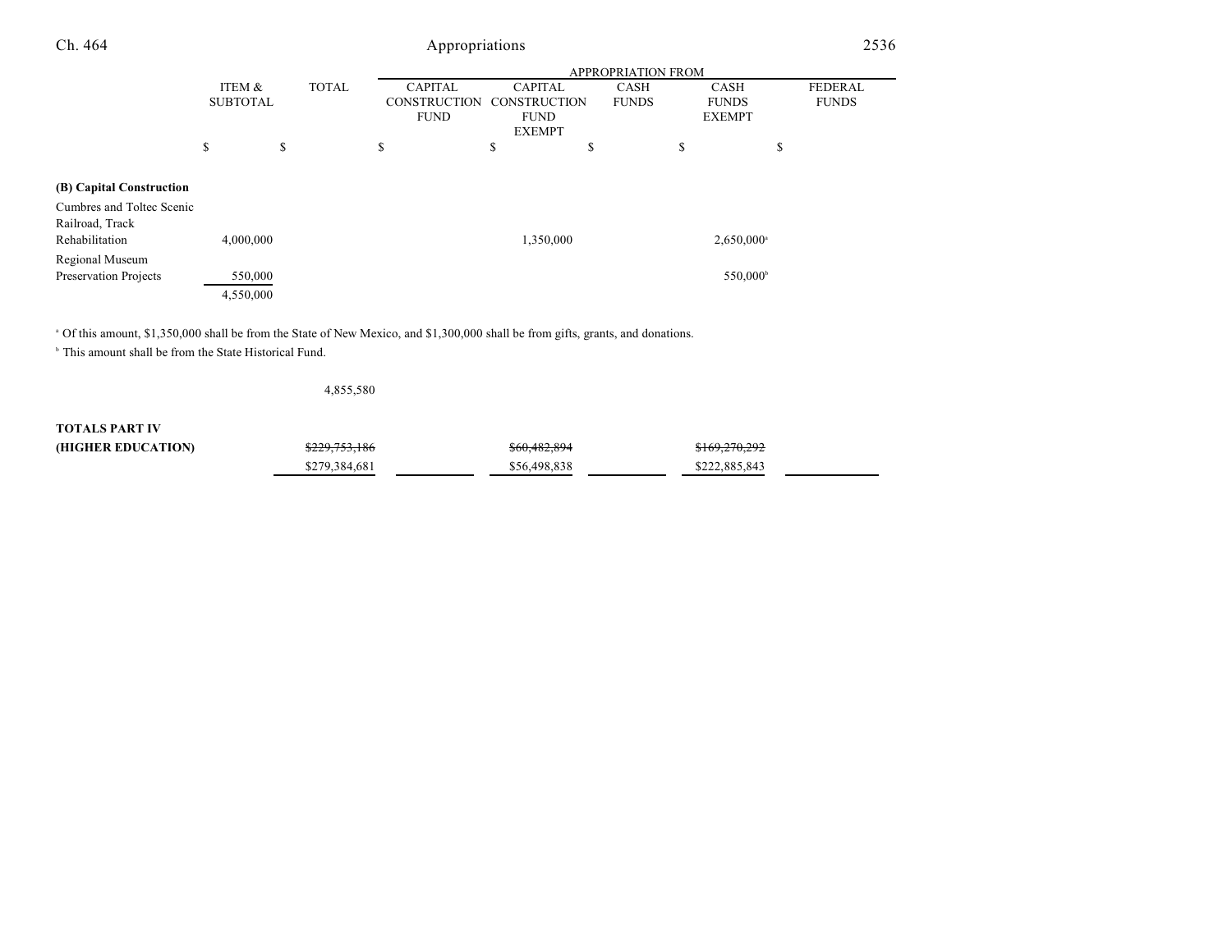| | ITEM & SUBTOTAL | TOTAL | APPROPRIATION FROM CAPITAL CONSTRUCTION FUND | CAPITAL CONSTRUCTION FUND EXEMPT | CASH FUNDS | CASH FUNDS EXEMPT | FEDERAL FUNDS |
|---|---|---|---|---|---|---|---|
| | $ | $ | $ | $ | $ | $ | $ |
| **(B) Capital Construction** | | | | | | | |
| Cumbres and Toltec Scenic Railroad, Track Rehabilitation | 4,000,000 | | | 1,350,000 | | 2,650,000[a] | |
| Regional Museum Preservation Projects | 550,000 | | | | | 550,000[b] | |
| | 4,550,000 | | | | | | |

[a] Of this amount, $1,350,000 shall be from the State of New Mexico, and $1,300,000 shall be from gifts, grants, and donations.

[b] This amount shall be from the State Historical Fund.

| | ITEM & SUBTOTAL | TOTAL | CAPITAL CONSTRUCTION FUND | CAPITAL CONSTRUCTION FUND EXEMPT | CASH FUNDS | CASH FUNDS EXEMPT | FEDERAL FUNDS |
|---|---|---|---|---|---|---|---|
| | | 4,855,580 | | | | | |
| **TOTALS PART IV (HIGHER EDUCATION)** | | ~~$229,753,186~~ $279,384,681 | | ~~$60,482,894~~ $56,498,838 | | ~~$169,270,292~~ $222,885,843 | |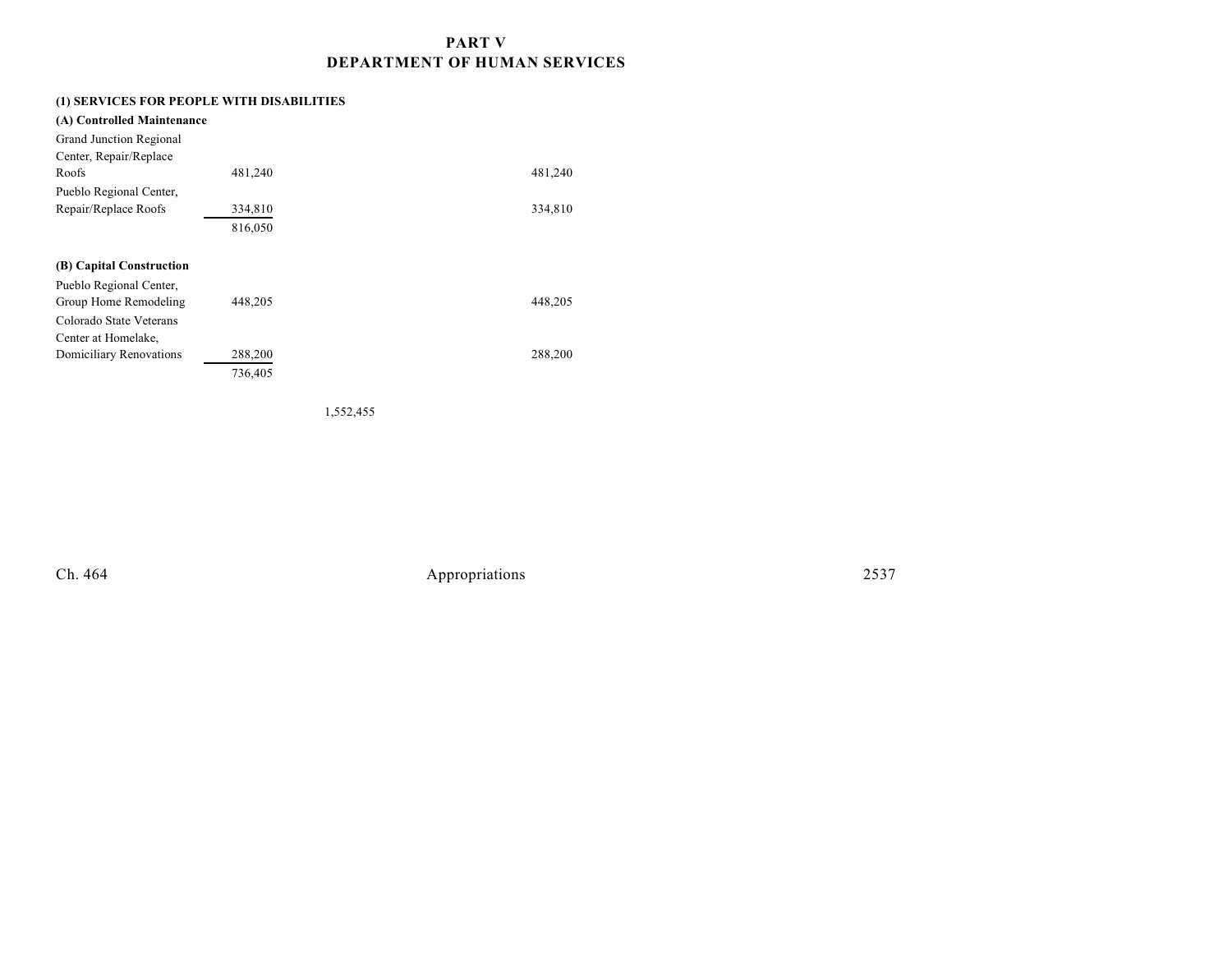## PART V
## DEPARTMENT OF HUMAN SERVICES

**(1) SERVICES FOR PEOPLE WITH DISABILITIES**

**(A) Controlled Maintenance**

| Item | Amount | Total | Funds |
|---|---|---|---|
| Grand Junction Regional Center, Repair/Replace Roofs | 481,240 | | 481,240 |
| Pueblo Regional Center, Repair/Replace Roofs | 334,810 | | 334,810 |
| | 816,050 | | |

**(B) Capital Construction**

| Item | Amount | Total | Funds |
|---|---|---|---|
| Pueblo Regional Center, Group Home Remodeling | 448,205 | | 448,205 |
| Colorado State Veterans Center at Homelake, Domiciliary Renovations | 288,200 | | 288,200 |
| | 736,405 | | |
| | | 1,552,455 | |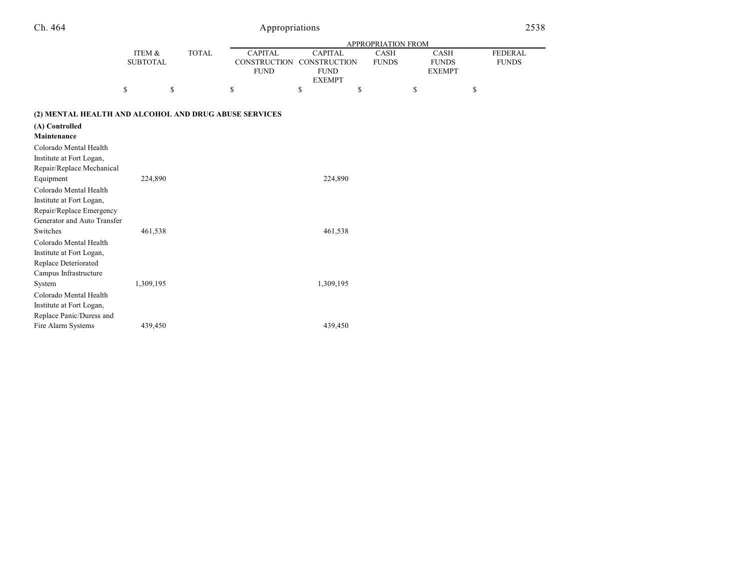| | ITEM & SUBTOTAL | TOTAL | APPROPRIATION FROM CAPITAL CONSTRUCTION FUND | CAPITAL CONSTRUCTION FUND EXEMPT | CASH FUNDS | CASH FUNDS EXEMPT | FEDERAL FUNDS |
|---|---|---|---|---|---|---|---|
| | $ | $ | $ | $ | $ | $ | $ |
| **(2) MENTAL HEALTH AND ALCOHOL AND DRUG ABUSE SERVICES** | | | | | | | |
| **(A) Controlled Maintenance** | | | | | | | |
| Colorado Mental Health Institute at Fort Logan, Repair/Replace Mechanical Equipment | 224,890 | | | 224,890 | | | |
| Colorado Mental Health Institute at Fort Logan, Repair/Replace Emergency Generator and Auto Transfer Switches | 461,538 | | | 461,538 | | | |
| Colorado Mental Health Institute at Fort Logan, Replace Deteriorated Campus Infrastructure System | 1,309,195 | | | 1,309,195 | | | |
| Colorado Mental Health Institute at Fort Logan, Replace Panic/Duress and Fire Alarm Systems | 439,450 | | | 439,450 | | | |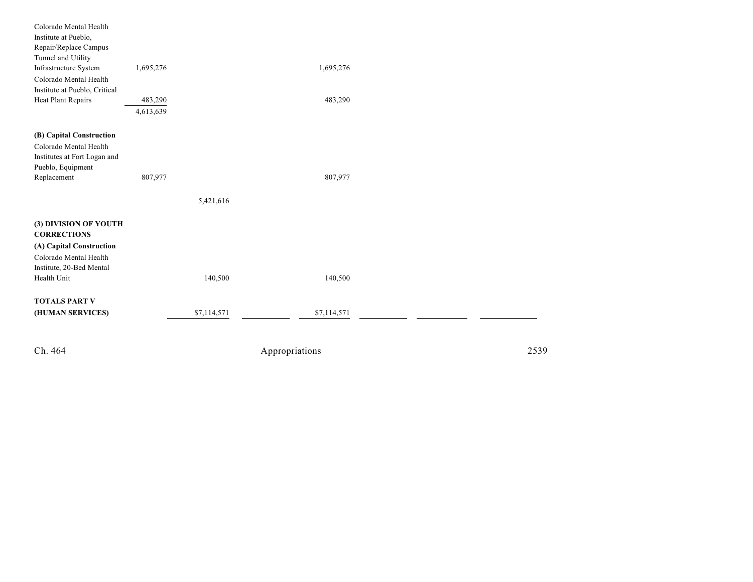| | | | | | | | |
|---|---|---|---|---|---|---|---|
| Colorado Mental Health Institute at Pueblo, Repair/Replace Campus Tunnel and Utility Infrastructure System | 1,695,276 | | | 1,695,276 | | | |
| Colorado Mental Health Institute at Pueblo, Critical Heat Plant Repairs | 483,290 | | | 483,290 | | | |
| | 4,613,639 | | | | | | |
| **(B) Capital Construction** | | | | | | | |
| Colorado Mental Health Institutes at Fort Logan and Pueblo, Equipment Replacement | 807,977 | | | 807,977 | | | |
| | | 5,421,616 | | | | | |
| **(3) DIVISION OF YOUTH CORRECTIONS** | | | | | | | |
| **(A) Capital Construction** | | | | | | | |
| Colorado Mental Health Institute, 20-Bed Mental Health Unit | | 140,500 | | 140,500 | | | |
| **TOTALS PART V (HUMAN SERVICES)** | | $7,114,571 | | $7,114,571 | | | |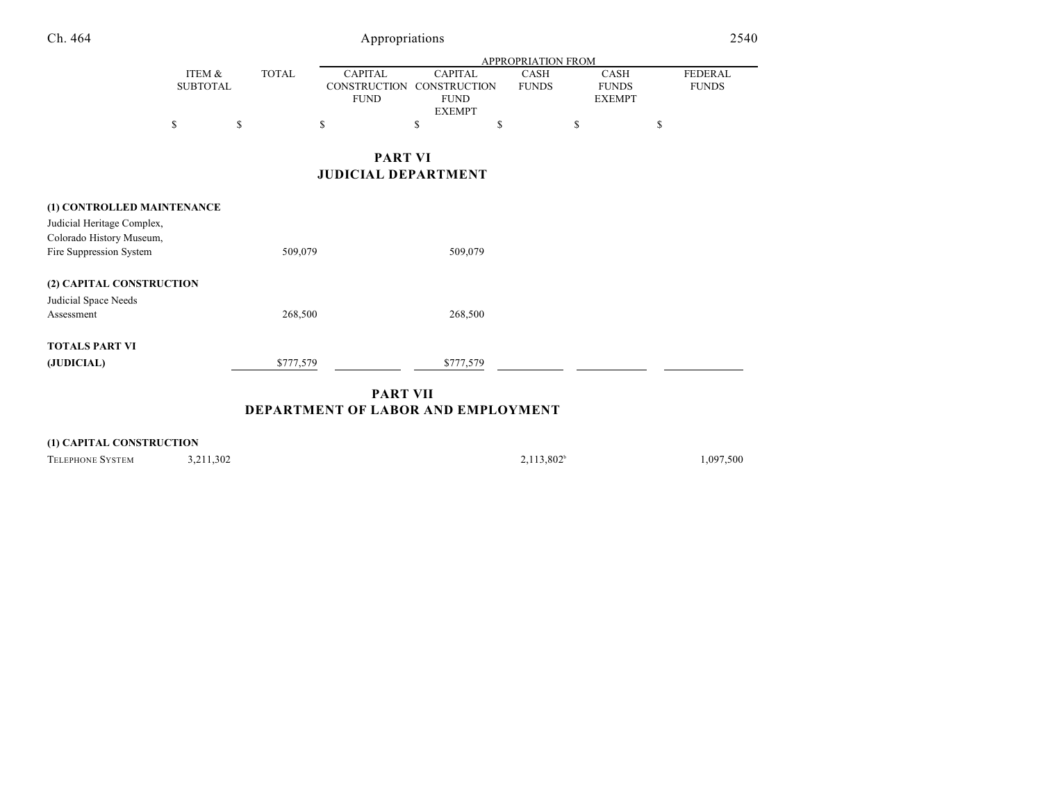| | ITEM & SUBTOTAL | TOTAL | APPROPRIATION FROM | | | | |
|---|---|---|---|---|---|---|---|
| | | | CAPITAL CONSTRUCTION FUND | CAPITAL CONSTRUCTION FUND EXEMPT | CASH FUNDS | CASH FUNDS EXEMPT | FEDERAL FUNDS |
| | $ | $ | $ | $ | $ | $ | $ |

## PART VI
## JUDICIAL DEPARTMENT

| | ITEM & SUBTOTAL | TOTAL | CAPITAL CONSTRUCTION FUND | CAPITAL CONSTRUCTION FUND EXEMPT | CASH FUNDS | CASH FUNDS EXEMPT | FEDERAL FUNDS |
|---|---|---|---|---|---|---|---|
| **(1) CONTROLLED MAINTENANCE** | | | | | | | |
| Judicial Heritage Complex, Colorado History Museum, Fire Suppression System | | 509,079 | | 509,079 | | | |
| **(2) CAPITAL CONSTRUCTION** | | | | | | | |
| Judicial Space Needs Assessment | | 268,500 | | 268,500 | | | |
| **TOTALS PART VI (JUDICIAL)** | | $777,579 | | $777,579 | | | |

## PART VII
## DEPARTMENT OF LABOR AND EMPLOYMENT

| | ITEM & SUBTOTAL | TOTAL | CAPITAL CONSTRUCTION FUND | CAPITAL CONSTRUCTION FUND EXEMPT | CASH FUNDS | CASH FUNDS EXEMPT | FEDERAL FUNDS |
|---|---|---|---|---|---|---|---|
| **(1) CAPITAL CONSTRUCTION** | | | | | | | |
| TELEPHONE SYSTEM | 3,211,302 | | | | 2,113,802[b] | | 1,097,500 |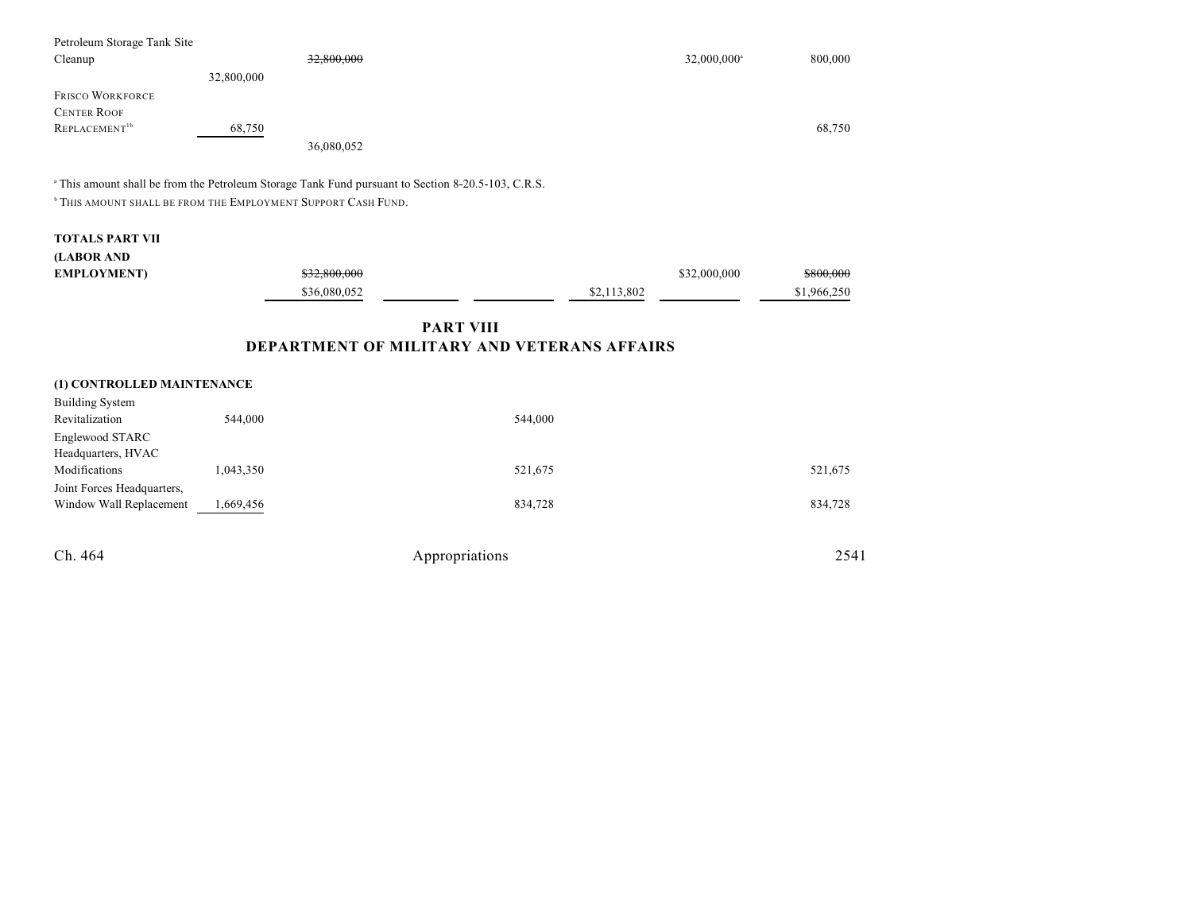| | | | | | | |
|---|---|---|---|---|---|---|
| Petroleum Storage Tank Site Cleanup | 32,800,000 | ~~32,800,000~~ | | | 32,000,000[a] | 800,000 |
| FRISCO WORKFORCE CENTER ROOF REPLACEMENT[1b] | 68,750 | | | | | 68,750 |
| | | 36,080,052 | | | | |

[a] This amount shall be from the Petroleum Storage Tank Fund pursuant to Section 8-20.5-103, C.R.S.
[b] THIS AMOUNT SHALL BE FROM THE EMPLOYMENT SUPPORT CASH FUND.

| | | | | | | |
|---|---|---|---|---|---|---|
| **TOTALS PART VII (LABOR AND EMPLOYMENT)** | ~~$32,800,000~~ | | | | $32,000,000 | ~~$800,000~~ |
| | $36,080,052 | | | $2,113,802 | | $1,966,250 |

## PART VIII
## DEPARTMENT OF MILITARY AND VETERANS AFFAIRS

**(1) CONTROLLED MAINTENANCE**

| | | | | | | |
|---|---|---|---|---|---|---|
| Building System Revitalization | 544,000 | | 544,000 | | | |
| Englewood STARC Headquarters, HVAC Modifications | 1,043,350 | | 521,675 | | | 521,675 |
| Joint Forces Headquarters, Window Wall Replacement | 1,669,456 | | 834,728 | | | 834,728 |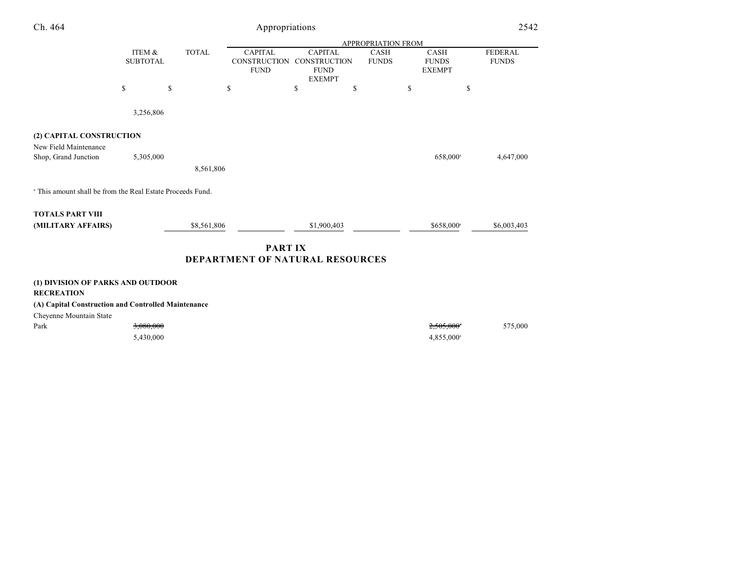| | ITEM & SUBTOTAL | TOTAL | APPROPRIATION FROM CAPITAL CONSTRUCTION FUND | CAPITAL CONSTRUCTION FUND EXEMPT | CASH FUNDS | CASH FUNDS EXEMPT | FEDERAL FUNDS |
|---|---|---|---|---|---|---|---|
| | $ | $ | $ | $ | $ | $ | $ |
| | 3,256,806 | | | | | | |
| **(2) CAPITAL CONSTRUCTION** | | | | | | | |
| New Field Maintenance Shop, Grand Junction | 5,305,000 | | | | | 658,000[a] | 4,647,000 |
| | | 8,561,806 | | | | | |

[a] This amount shall be from the Real Estate Proceeds Fund.

| | ITEM & SUBTOTAL | TOTAL | CAPITAL CONSTRUCTION FUND | CAPITAL CONSTRUCTION FUND EXEMPT | CASH FUNDS | CASH FUNDS EXEMPT | FEDERAL FUNDS |
|---|---|---|---|---|---|---|---|
| **TOTALS PART VIII (MILITARY AFFAIRS)** | | $8,561,806 | | $1,900,403 | | $658,000[a] | $6,003,403 |

## PART IX
## DEPARTMENT OF NATURAL RESOURCES

| | ITEM & SUBTOTAL | TOTAL | CAPITAL CONSTRUCTION FUND | CAPITAL CONSTRUCTION FUND EXEMPT | CASH FUNDS | CASH FUNDS EXEMPT | FEDERAL FUNDS |
|---|---|---|---|---|---|---|---|
| **(1) DIVISION OF PARKS AND OUTDOOR RECREATION** | | | | | | | |
| **(A) Capital Construction and Controlled Maintenance** | | | | | | | |
| Cheyenne Mountain State Park | ~~3,080,000~~ | | | | | ~~2,505,000~~[a] | 575,000 |
| | 5,430,000 | | | | | 4,855,000[a] | |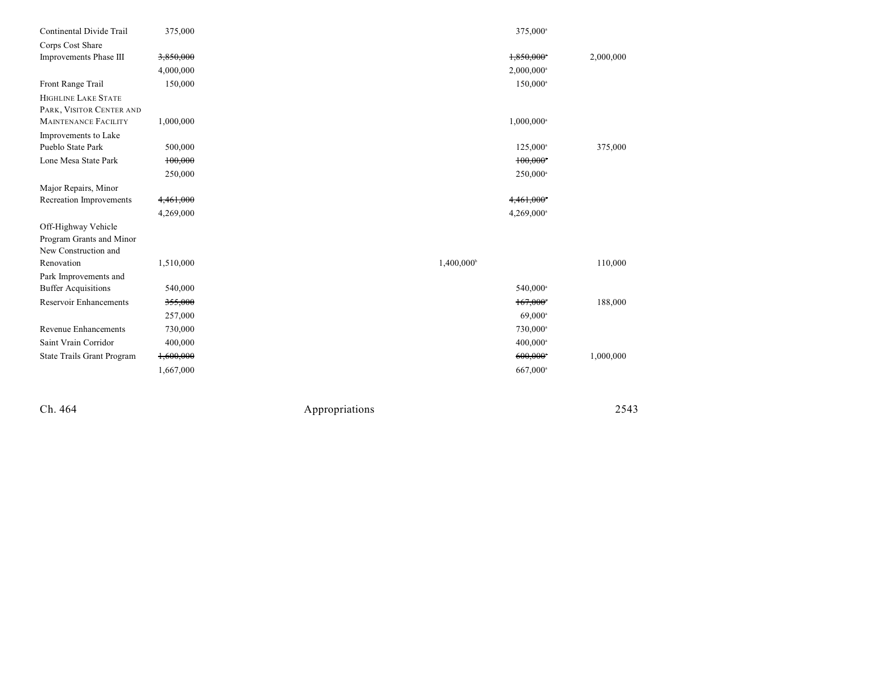| | | | | | |
|---|---|---|---|---|---|
| Continental Divide Trail | 375,000 | | | 375,000[a] | |
| Corps Cost Share Improvements Phase III | ~~3,850,000~~ | | | ~~1,850,000~~[a] | 2,000,000 |
| | 4,000,000 | | | 2,000,000[a] | |
| Front Range Trail | 150,000 | | | 150,000[a] | |
| HIGHLINE LAKE STATE PARK, VISITOR CENTER AND MAINTENANCE FACILITY | 1,000,000 | | | 1,000,000[a] | |
| Improvements to Lake Pueblo State Park | 500,000 | | | 125,000[a] | 375,000 |
| Lone Mesa State Park | ~~100,000~~ | | | ~~100,000~~[a] | |
| | 250,000 | | | 250,000[a] | |
| Major Repairs, Minor Recreation Improvements | ~~4,461,000~~ | | | ~~4,461,000~~[a] | |
| | 4,269,000 | | | 4,269,000[a] | |
| Off-Highway Vehicle Program Grants and Minor New Construction and Renovation | 1,510,000 | | 1,400,000[b] | | 110,000 |
| Park Improvements and Buffer Acquisitions | 540,000 | | | 540,000[a] | |
| Reservoir Enhancements | ~~355,000~~ | | | ~~167,000~~[a] | 188,000 |
| | 257,000 | | | 69,000[a] | |
| Revenue Enhancements | 730,000 | | | 730,000[a] | |
| Saint Vrain Corridor | 400,000 | | | 400,000[a] | |
| State Trails Grant Program | ~~1,600,000~~ | | | ~~600,000~~[a] | 1,000,000 |
| | 1,667,000 | | | 667,000[a] | |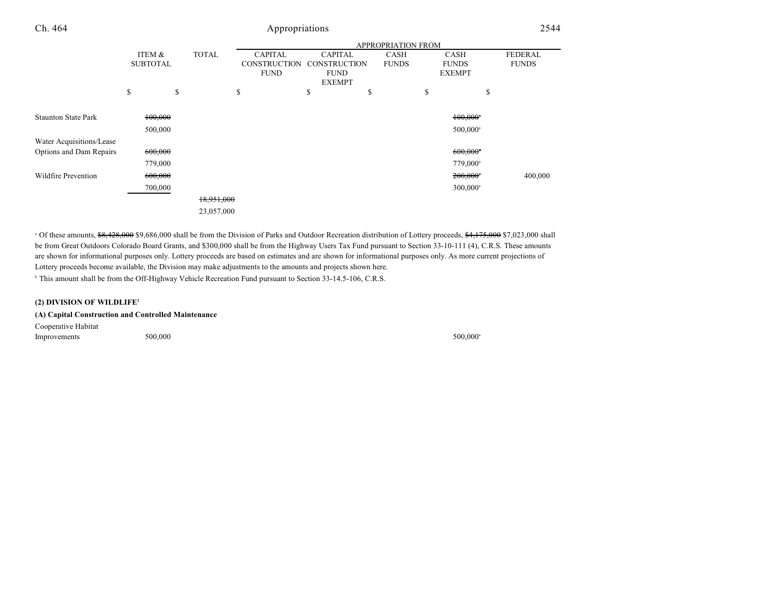| | ITEM & SUBTOTAL | TOTAL | APPROPRIATION FROM CAPITAL CONSTRUCTION FUND | CAPITAL CONSTRUCTION FUND EXEMPT | CASH FUNDS | CASH FUNDS EXEMPT | FEDERAL FUNDS |
|---|---|---|---|---|---|---|---|
| | $ | $ | $ | $ | $ | $ | $ |
| Staunton State Park | ~~100,000~~ | | | | | ~~100,000~~[a] | |
| | 500,000 | | | | | 500,000[a] | |
| Water Acquisitions/Lease Options and Dam Repairs | ~~600,000~~ | | | | | ~~600,000~~[a] | |
| | 779,000 | | | | | 779,000[a] | |
| Wildfire Prevention | ~~600,000~~ | | | | | ~~200,000~~[a] | 400,000 |
| | 700,000 | | | | | 300,000[a] | |
| | | ~~18,951,000~~ | | | | | |
| | | 23,057,000 | | | | | |

[a] Of these amounts, ~~$8,428,000~~ $9,686,000 shall be from the Division of Parks and Outdoor Recreation distribution of Lottery proceeds, ~~$4,175,000~~ $7,023,000 shall be from Great Outdoors Colorado Board Grants, and $300,000 shall be from the Highway Users Tax Fund pursuant to Section 33-10-111 (4), C.R.S. These amounts are shown for informational purposes only. Lottery proceeds are based on estimates and are shown for informational purposes only. As more current projections of Lottery proceeds become available, the Division may make adjustments to the amounts and projects shown here.

[b] This amount shall be from the Off-Highway Vehicle Recreation Fund pursuant to Section 33-14.5-106, C.R.S.

**(2) DIVISION OF WILDLIFE[2]**

**(A) Capital Construction and Controlled Maintenance**

| | ITEM & SUBTOTAL | TOTAL | CAPITAL CONSTRUCTION FUND | CAPITAL CONSTRUCTION FUND EXEMPT | CASH FUNDS | CASH FUNDS EXEMPT | FEDERAL FUNDS |
|---|---|---|---|---|---|---|---|
| Cooperative Habitat Improvements | 500,000 | | | | | 500,000[a] | |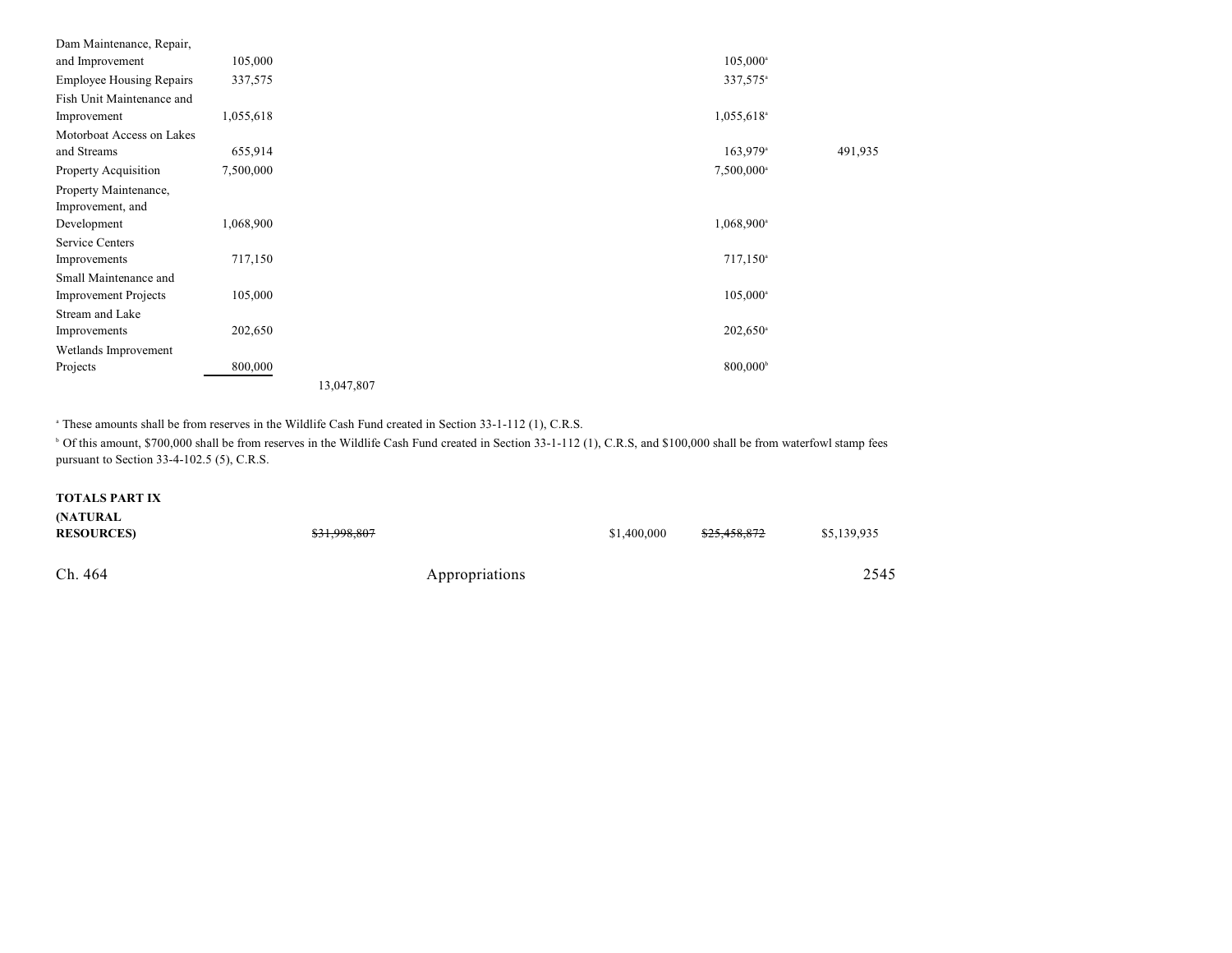| | | | | | | |
|---|---|---|---|---|---|---|
| Dam Maintenance, Repair, and Improvement | 105,000 | | | 105,000[a] | | |
| Employee Housing Repairs | 337,575 | | | 337,575[a] | | |
| Fish Unit Maintenance and Improvement | 1,055,618 | | | 1,055,618[a] | | |
| Motorboat Access on Lakes and Streams | 655,914 | | | 163,979[a] | 491,935 | |
| Property Acquisition | 7,500,000 | | | 7,500,000[a] | | |
| Property Maintenance, Improvement, and Development | 1,068,900 | | | 1,068,900[a] | | |
| Service Centers Improvements | 717,150 | | | 717,150[a] | | |
| Small Maintenance and Improvement Projects | 105,000 | | | 105,000[a] | | |
| Stream and Lake Improvements | 202,650 | | | 202,650[a] | | |
| Wetlands Improvement Projects | 800,000 | | | 800,000[b] | | |
| | | 13,047,807 | | | | |

[a] These amounts shall be from reserves in the Wildlife Cash Fund created in Section 33-1-112 (1), C.R.S.

[b] Of this amount, $700,000 shall be from reserves in the Wildlife Cash Fund created in Section 33-1-112 (1), C.R.S, and $100,000 shall be from waterfowl stamp fees pursuant to Section 33-4-102.5 (5), C.R.S.

| | | | | |
|---|---|---|---|---|
| **TOTALS PART IX (NATURAL RESOURCES)** | ~~$31,998,807~~ | $1,400,000 | ~~$25,458,872~~ | $5,139,935 |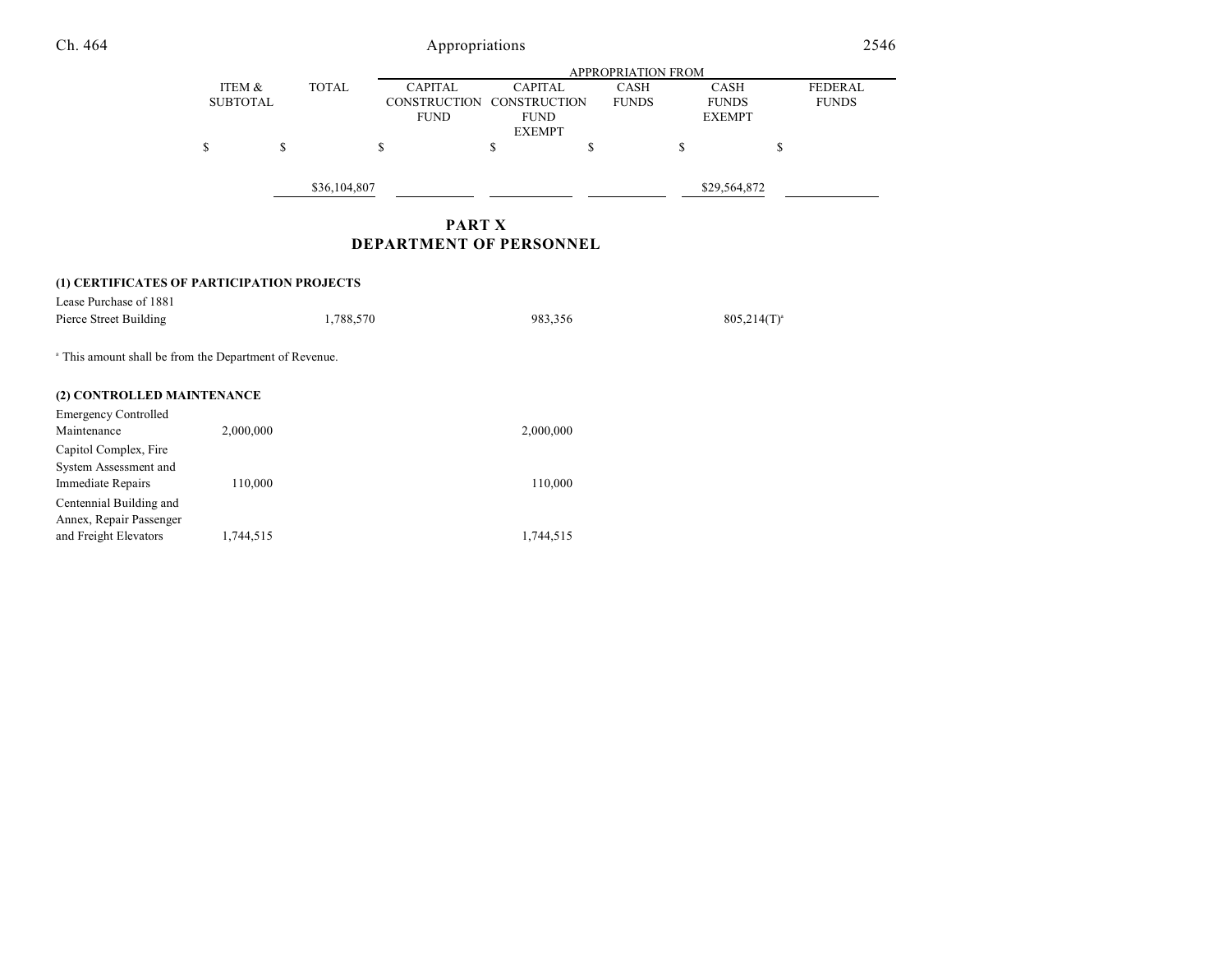| | ITEM & SUBTOTAL | TOTAL | APPROPRIATION FROM CAPITAL CONSTRUCTION FUND | CAPITAL CONSTRUCTION FUND EXEMPT | CASH FUNDS | CASH FUNDS EXEMPT | FEDERAL FUNDS |
|---|---|---|---|---|---|---|---|
| | $ | $ | $ | $ | $ | $ | $ |
| | | $36,104,807 | | | | $29,564,872 | |

## PART X
## DEPARTMENT OF PERSONNEL

| | ITEM & SUBTOTAL | TOTAL | CAPITAL CONSTRUCTION FUND | CAPITAL CONSTRUCTION FUND EXEMPT | CASH FUNDS | CASH FUNDS EXEMPT | FEDERAL FUNDS |
|---|---|---|---|---|---|---|---|
| **(1) CERTIFICATES OF PARTICIPATION PROJECTS** | | | | | | | |
| Lease Purchase of 1881 Pierce Street Building | | 1,788,570 | | 983,356 | | 805,214(T)[a] | |

[a] This amount shall be from the Department of Revenue.

| | ITEM & SUBTOTAL | TOTAL | CAPITAL CONSTRUCTION FUND | CAPITAL CONSTRUCTION FUND EXEMPT | CASH FUNDS | CASH FUNDS EXEMPT | FEDERAL FUNDS |
|---|---|---|---|---|---|---|---|
| **(2) CONTROLLED MAINTENANCE** | | | | | | | |
| Emergency Controlled Maintenance | 2,000,000 | | | 2,000,000 | | | |
| Capitol Complex, Fire System Assessment and Immediate Repairs | 110,000 | | | 110,000 | | | |
| Centennial Building and Annex, Repair Passenger and Freight Elevators | 1,744,515 | | | 1,744,515 | | | |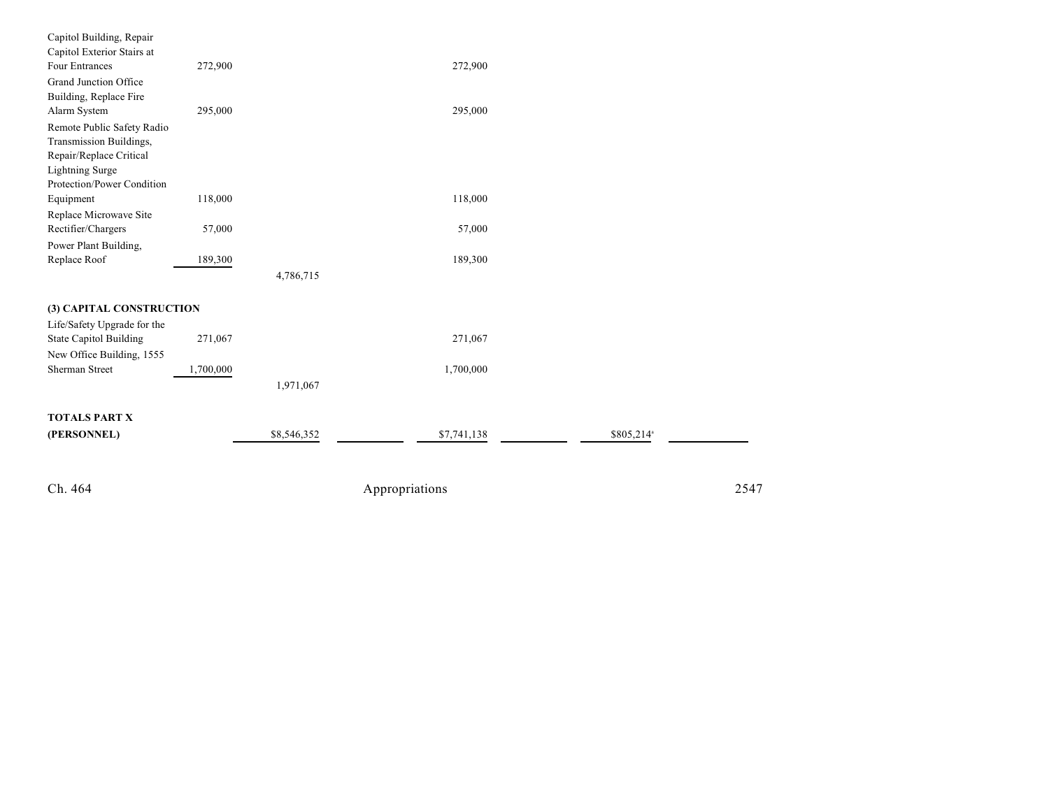| | | | | | | | | |
|---|---|---|---|---|---|---|---|---|
| Capitol Building, Repair Capitol Exterior Stairs at Four Entrances | 272,900 | | | 272,900 | | | | |
| Grand Junction Office Building, Replace Fire Alarm System | 295,000 | | | 295,000 | | | | |
| Remote Public Safety Radio Transmission Buildings, Repair/Replace Critical Lightning Surge Protection/Power Condition Equipment | 118,000 | | | 118,000 | | | | |
| Replace Microwave Site Rectifier/Chargers | 57,000 | | | 57,000 | | | | |
| Power Plant Building, Replace Roof | 189,300 | | | 189,300 | | | | |
| | | 4,786,715 | | | | | | |
| **(3) CAPITAL CONSTRUCTION** | | | | | | | | |
| Life/Safety Upgrade for the State Capitol Building | 271,067 | | | 271,067 | | | | |
| New Office Building, 1555 Sherman Street | 1,700,000 | | | 1,700,000 | | | | |
| | | 1,971,067 | | | | | | |
| **TOTALS PART X (PERSONNEL)** | | $8,546,352 | | $7,741,138 | | $805,214[a] | | |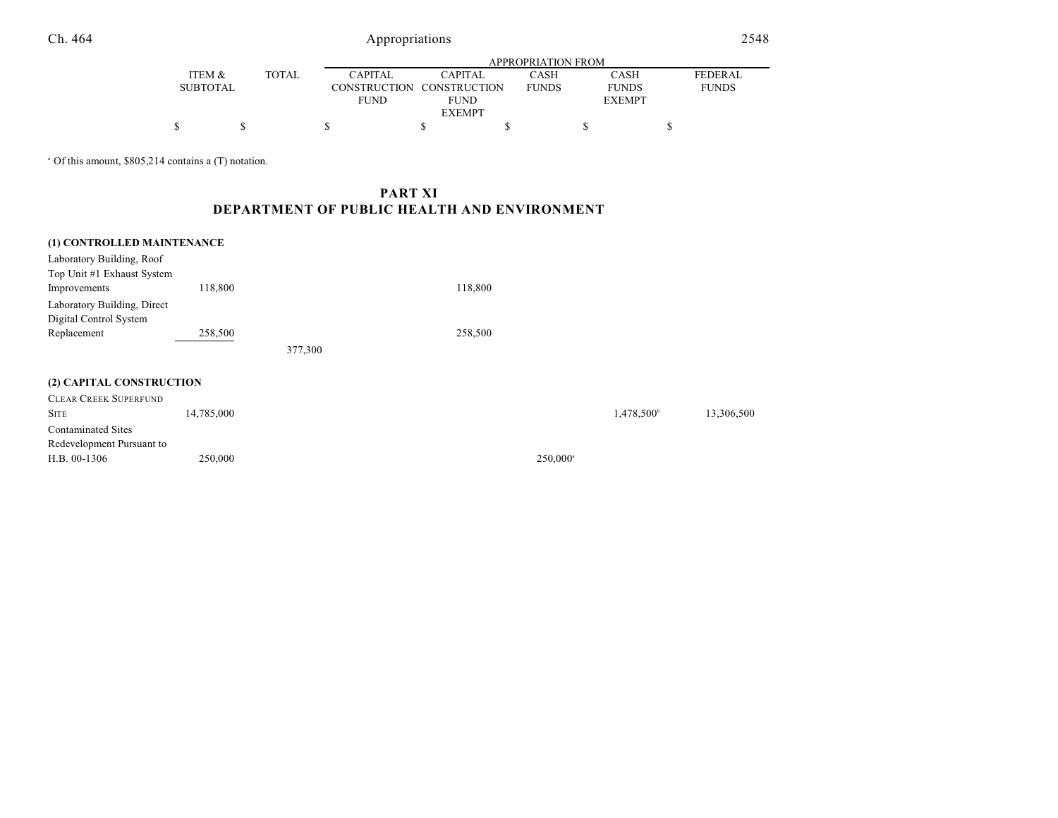| | ITEM & SUBTOTAL | TOTAL | APPROPRIATION FROM CAPITAL CONSTRUCTION FUND | CAPITAL CONSTRUCTION FUND EXEMPT | CASH FUNDS | CASH FUNDS EXEMPT | FEDERAL FUNDS |
|---|---|---|---|---|---|---|---|
| | $ | $ | $ | $ | $ | $ | $ |

[a] Of this amount, $805,214 contains a (T) notation.

## PART XI
## DEPARTMENT OF PUBLIC HEALTH AND ENVIRONMENT

| | ITEM & SUBTOTAL | TOTAL | CAPITAL CONSTRUCTION FUND | CAPITAL CONSTRUCTION FUND EXEMPT | CASH FUNDS | CASH FUNDS EXEMPT | FEDERAL FUNDS |
|---|---|---|---|---|---|---|---|
| **(1) CONTROLLED MAINTENANCE** | | | | | | | |
| Laboratory Building, Roof Top Unit #1 Exhaust System Improvements | 118,800 | | | 118,800 | | | |
| Laboratory Building, Direct Digital Control System Replacement | 258,500 | | | 258,500 | | | |
| | | 377,300 | | | | | |
| **(2) CAPITAL CONSTRUCTION** | | | | | | | |
| CLEAR CREEK SUPERFUND SITE | 14,785,000 | | | | | 1,478,500[b] | 13,306,500 |
| Contaminated Sites Redevelopment Pursuant to H.B. 00-1306 | 250,000 | | | | 250,000[a] | | |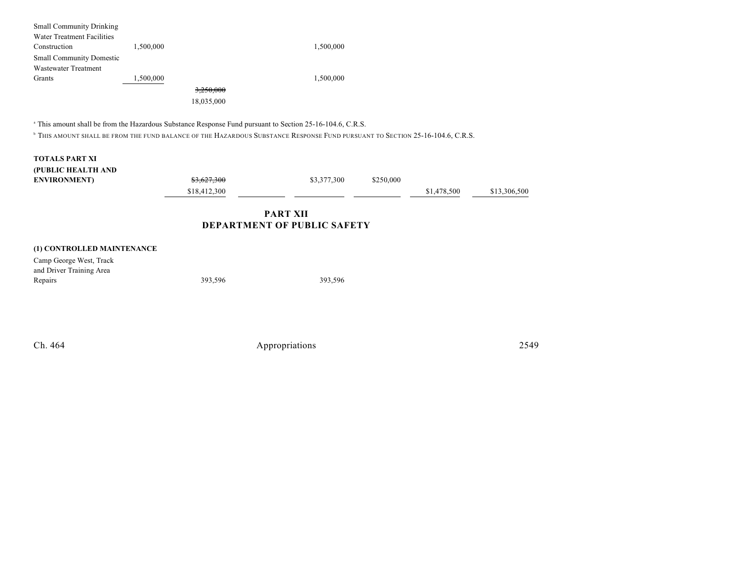| | | | | | | | |
|---|---|---|---|---|---|---|---|
| Small Community Drinking Water Treatment Facilities Construction | 1,500,000 | | | 1,500,000 | | | |
| Small Community Domestic Wastewater Treatment Grants | 1,500,000 | | | 1,500,000 | | | |
| | | ~~3,250,000~~ 18,035,000 | | | | | |

[a] This amount shall be from the Hazardous Substance Response Fund pursuant to Section 25-16-104.6, C.R.S.

[b] THIS AMOUNT SHALL BE FROM THE FUND BALANCE OF THE HAZARDOUS SUBSTANCE RESPONSE FUND PURSUANT TO SECTION 25-16-104.6, C.R.S.

| | | | | | | |
|---|---|---|---|---|---|---|
| **TOTALS PART XI (PUBLIC HEALTH AND ENVIRONMENT)** | ~~$3,627,300~~ $18,412,300 | | $3,377,300 | $250,000 | $1,478,500 | $13,306,500 |

## PART XII
## DEPARTMENT OF PUBLIC SAFETY

**(1) CONTROLLED MAINTENANCE**

| | | | |
|---|---|---|---|
| Camp George West, Track and Driver Training Area Repairs | 393,596 | | 393,596 |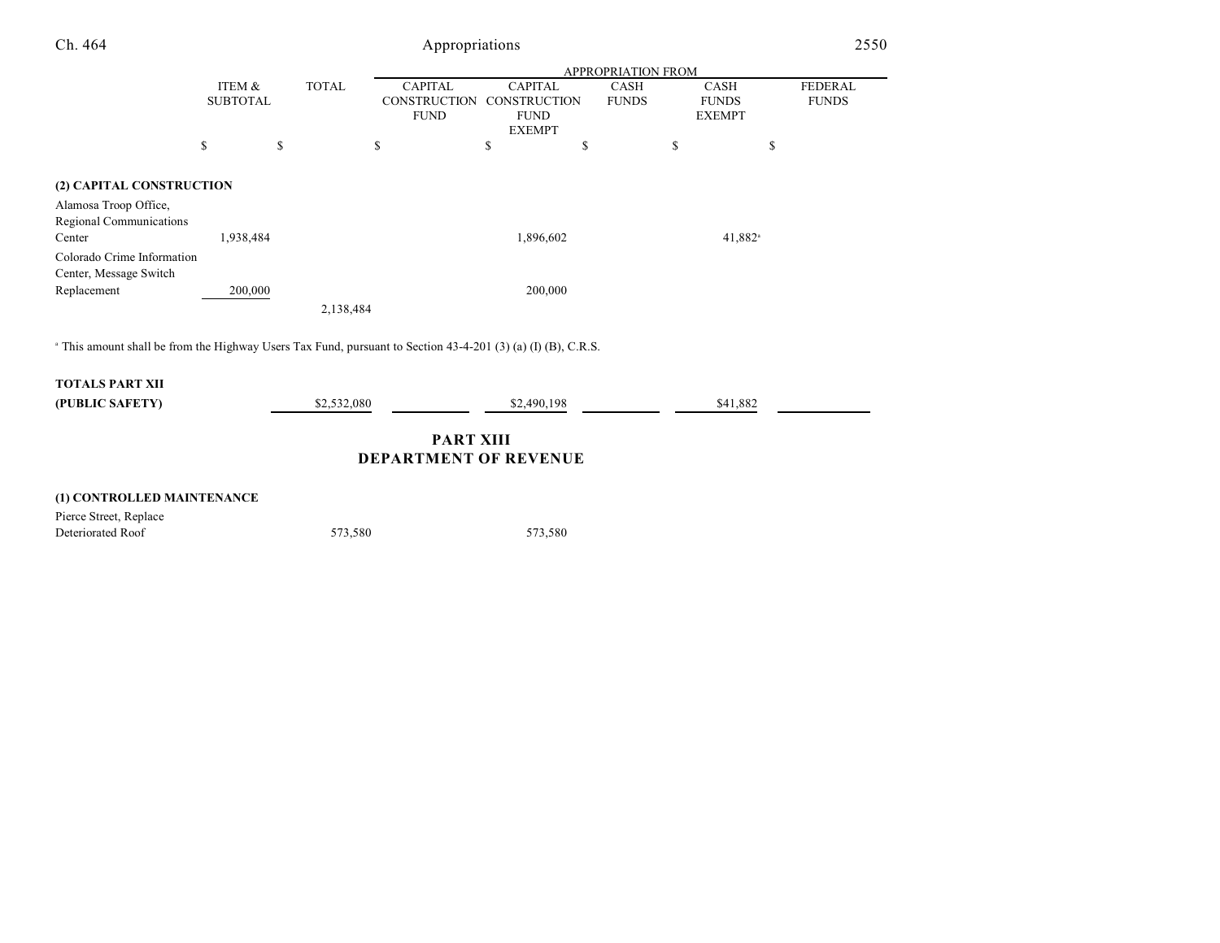| | ITEM & SUBTOTAL | TOTAL | CAPITAL CONSTRUCTION FUND | CAPITAL CONSTRUCTION FUND EXEMPT | CASH FUNDS | CASH FUNDS EXEMPT | FEDERAL FUNDS |
|---|---|---|---|---|---|---|---|
| | | | APPROPRIATION FROM | | | | |
| | $ | $ | $ | $ | $ | $ | $ |
| **(2) CAPITAL CONSTRUCTION** | | | | | | | |
| Alamosa Troop Office, Regional Communications Center | 1,938,484 | | | 1,896,602 | | 41,882[a] | |
| Colorado Crime Information Center, Message Switch Replacement | 200,000 | | | 200,000 | | | |
| | | 2,138,484 | | | | | |

[a] This amount shall be from the Highway Users Tax Fund, pursuant to Section 43-4-201 (3) (a) (I) (B), C.R.S.

| | ITEM & SUBTOTAL | TOTAL | CAPITAL CONSTRUCTION FUND | CAPITAL CONSTRUCTION FUND EXEMPT | CASH FUNDS | CASH FUNDS EXEMPT | FEDERAL FUNDS |
|---|---|---|---|---|---|---|---|
| **TOTALS PART XII (PUBLIC SAFETY)** | | $2,532,080 | | $2,490,198 | | $41,882 | |

## PART XIII DEPARTMENT OF REVENUE

| | ITEM & SUBTOTAL | TOTAL | CAPITAL CONSTRUCTION FUND | CAPITAL CONSTRUCTION FUND EXEMPT | CASH FUNDS | CASH FUNDS EXEMPT | FEDERAL FUNDS |
|---|---|---|---|---|---|---|---|
| **(1) CONTROLLED MAINTENANCE** | | | | | | | |
| Pierce Street, Replace Deteriorated Roof | | 573,580 | | 573,580 | | | |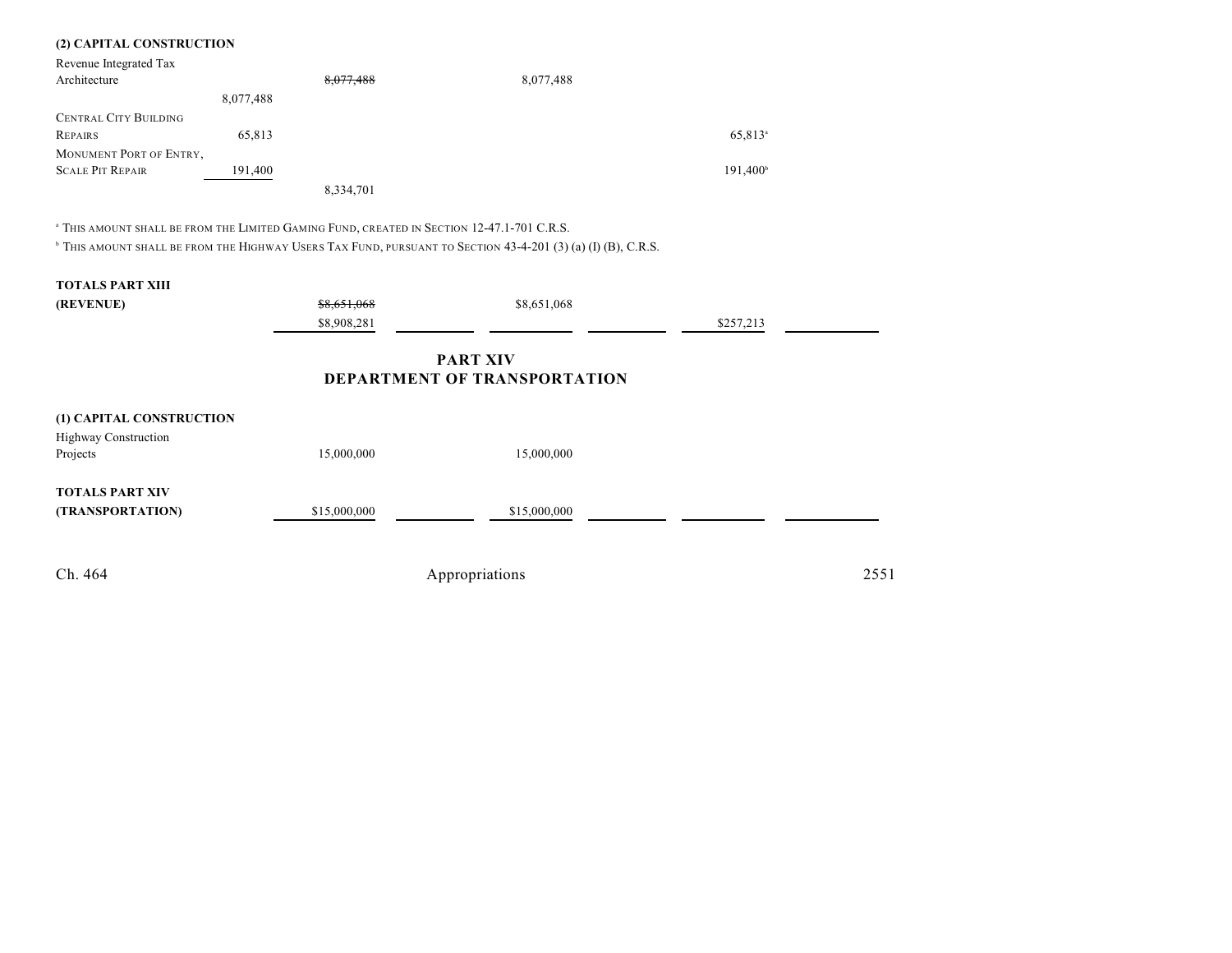**(2) CAPITAL CONSTRUCTION**

| | | Total | | General Fund | | Cash Funds | |
|---|---|---|---|---|---|---|---|
| Revenue Integrated Tax Architecture | 8,077,488 | ~~8,077,488~~ | | 8,077,488 | | | |
| CENTRAL CITY BUILDING REPAIRS | 65,813 | | | | | 65,813[a] | |
| MONUMENT PORT OF ENTRY, SCALE PIT REPAIR | 191,400 | | | | | 191,400[b] | |
| | | 8,334,701 | | | | | |

[a] THIS AMOUNT SHALL BE FROM THE LIMITED GAMING FUND, CREATED IN SECTION 12-47.1-701 C.R.S.

[b] THIS AMOUNT SHALL BE FROM THE HIGHWAY USERS TAX FUND, PURSUANT TO SECTION 43-4-201 (3) (a) (I) (B), C.R.S.

| | | | | | | |
|---|---|---|---|---|---|---|
| **TOTALS PART XIII (REVENUE)** | ~~$8,651,068~~ $8,908,281 | | $8,651,068 | | $257,213 | |

## PART XIV
## DEPARTMENT OF TRANSPORTATION

**(1) CAPITAL CONSTRUCTION**

| | | | | | | |
|---|---|---|---|---|---|---|
| Highway Construction Projects | 15,000,000 | | 15,000,000 | | | |
| **TOTALS PART XIV (TRANSPORTATION)** | $15,000,000 | | $15,000,000 | | | |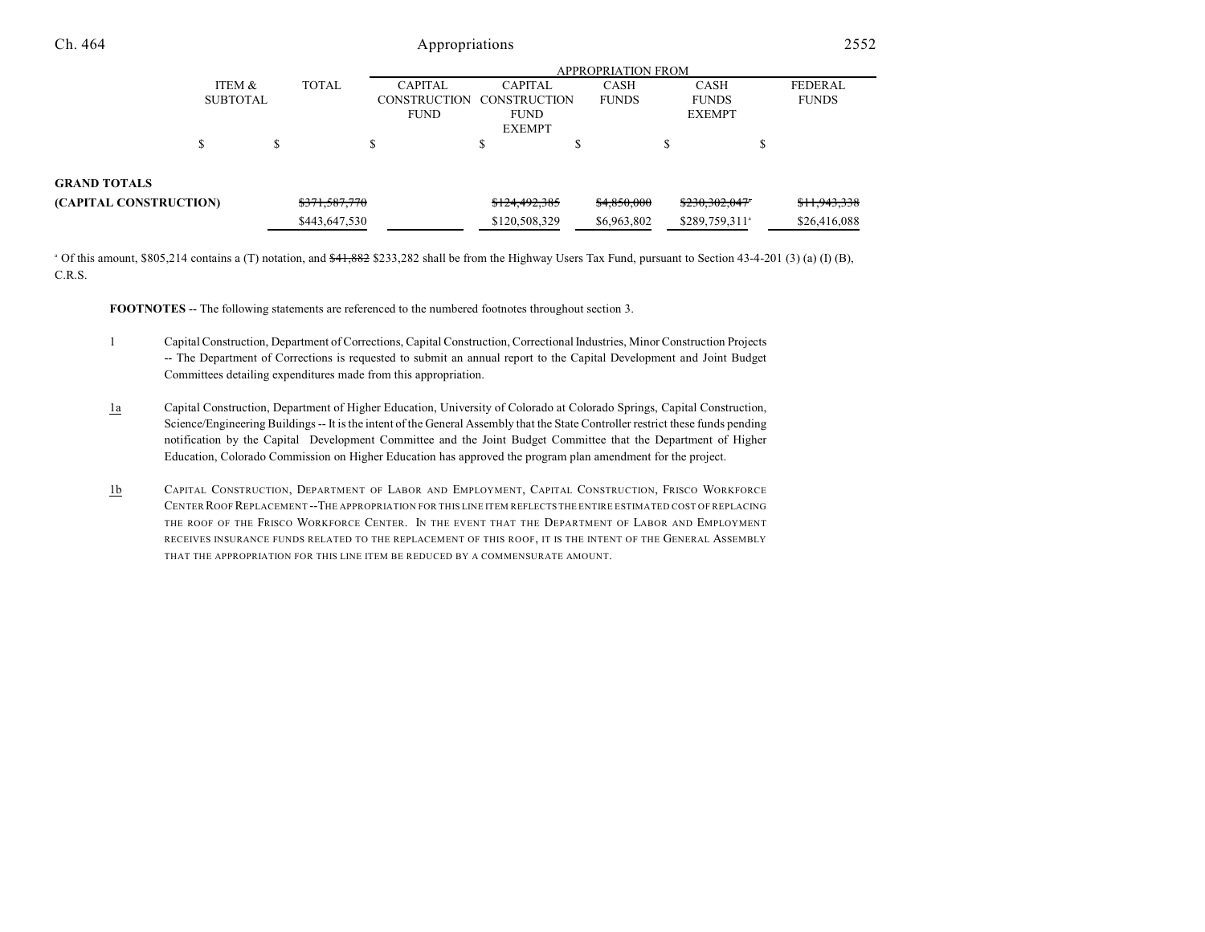| | ITEM & SUBTOTAL | TOTAL | APPROPRIATION FROM CAPITAL CONSTRUCTION FUND | CAPITAL CONSTRUCTION FUND EXEMPT | CASH FUNDS | CASH FUNDS EXEMPT | FEDERAL FUNDS |
|---|---|---|---|---|---|---|---|
| | $ | $ | $ | $ | $ | $ | $ |
| **GRAND TOTALS** | | | | | | | |
| **(CAPITAL CONSTRUCTION)** | | ~~$371,587,770~~ | | ~~$124,492,385~~ | ~~$4,850,000~~ | ~~$230,302,047~~[a] | ~~$11,943,338~~ |
| | | $443,647,530 | | $120,508,329 | $6,963,802 | $289,759,311[a] | $26,416,088 |

[a] Of this amount, $805,214 contains a (T) notation, and ~~$41,882~~ $233,282 shall be from the Highway Users Tax Fund, pursuant to Section 43-4-201 (3) (a) (I) (B), C.R.S.

**FOOTNOTES** -- The following statements are referenced to the numbered footnotes throughout section 3.

1 Capital Construction, Department of Corrections, Capital Construction, Correctional Industries, Minor Construction Projects -- The Department of Corrections is requested to submit an annual report to the Capital Development and Joint Budget Committees detailing expenditures made from this appropriation.

1a Capital Construction, Department of Higher Education, University of Colorado at Colorado Springs, Capital Construction, Science/Engineering Buildings -- It is the intent of the General Assembly that the State Controller restrict these funds pending notification by the Capital Development Committee and the Joint Budget Committee that the Department of Higher Education, Colorado Commission on Higher Education has approved the program plan amendment for the project.

1b CAPITAL CONSTRUCTION, DEPARTMENT OF LABOR AND EMPLOYMENT, CAPITAL CONSTRUCTION, FRISCO WORKFORCE CENTER ROOF REPLACEMENT -- THE APPROPRIATION FOR THIS LINE ITEM REFLECTS THE ENTIRE ESTIMATED COST OF REPLACING THE ROOF OF THE FRISCO WORKFORCE CENTER. IN THE EVENT THAT THE DEPARTMENT OF LABOR AND EMPLOYMENT RECEIVES INSURANCE FUNDS RELATED TO THE REPLACEMENT OF THIS ROOF, IT IS THE INTENT OF THE GENERAL ASSEMBLY THAT THE APPROPRIATION FOR THIS LINE ITEM BE REDUCED BY A COMMENSURATE AMOUNT.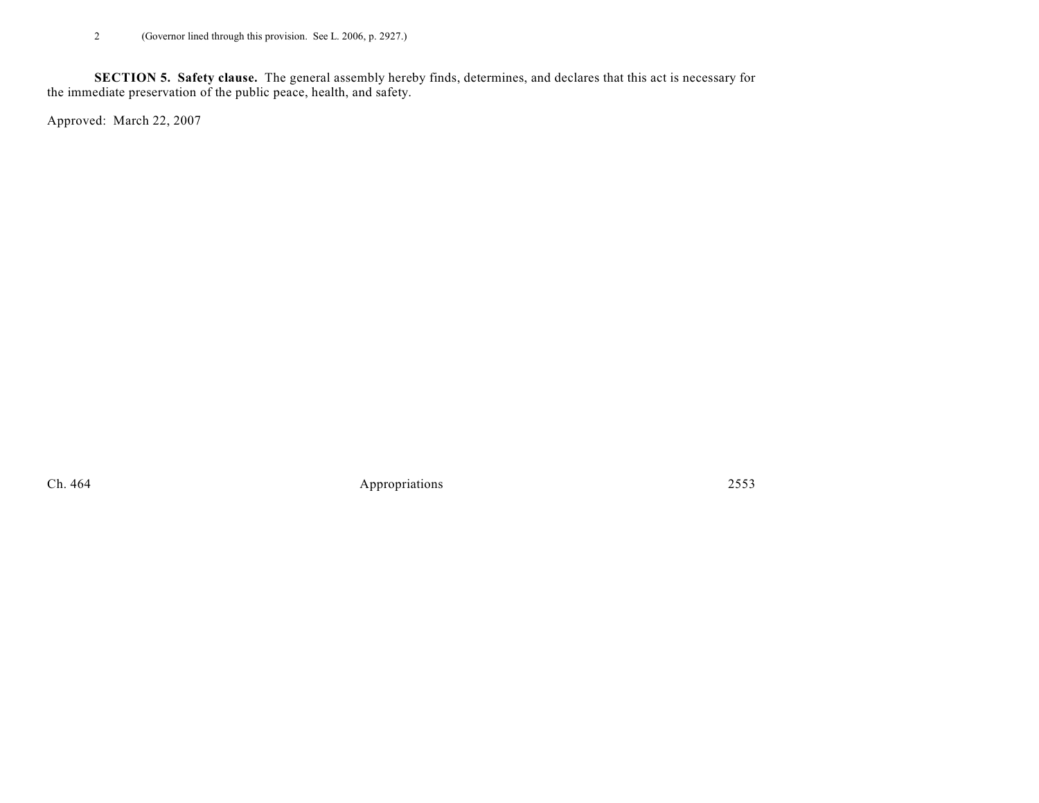2 (Governor lined through this provision. See L. 2006, p. 2927.)

**SECTION 5. Safety clause.** The general assembly hereby finds, determines, and declares that this act is necessary for the immediate preservation of the public peace, health, and safety.

Approved: March 22, 2007